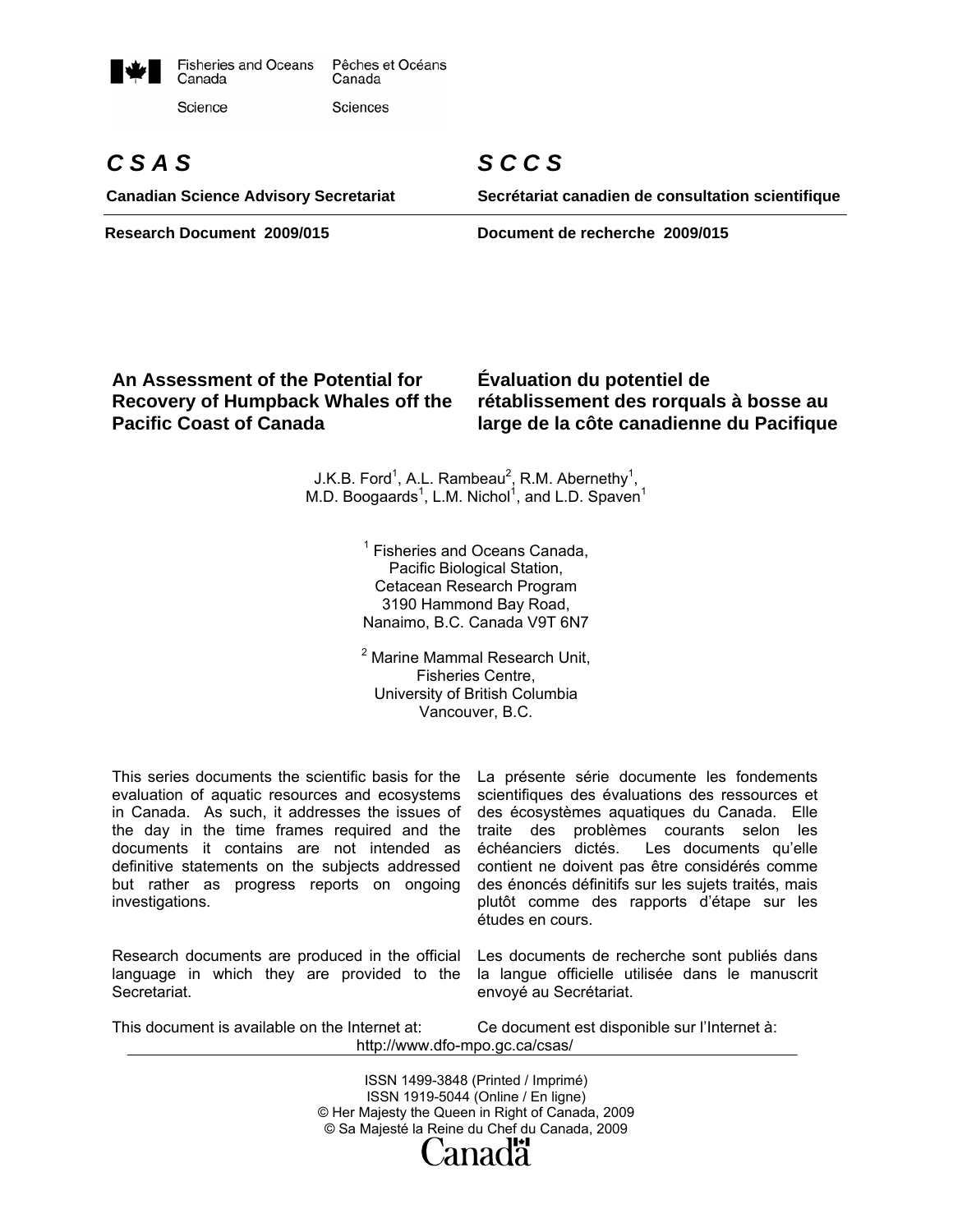Fisheries and Oceans Canada — Pêches et Océans Canada

Science — Sciences

# C S A S — S C C S

**Canadian Science Advisory Secretariat** — **Secrétariat canadien de consultation scientifique**

**Research Document 2009/015** — **Document de recherche 2009/015**

## An Assessment of the Potential for Recovery of Humpback Whales off the Pacific Coast of Canada

## Évaluation du potentiel de rétablissement des rorquals à bosse au large de la côte canadienne du Pacifique

J.K.B. Ford[1], A.L. Rambeau[2], R.M. Abernethy[1], M.D. Boogaards[1], L.M. Nichol[1], and L.D. Spaven[1]

[1] Fisheries and Oceans Canada,
Pacific Biological Station,
Cetacean Research Program
3190 Hammond Bay Road,
Nanaimo, B.C. Canada V9T 6N7

[2] Marine Mammal Research Unit,
Fisheries Centre,
University of British Columbia
Vancouver, B.C.

This series documents the scientific basis for the evaluation of aquatic resources and ecosystems in Canada. As such, it addresses the issues of the day in the time frames required and the documents it contains are not intended as definitive statements on the subjects addressed but rather as progress reports on ongoing investigations.

La présente série documente les fondements scientifiques des évaluations des ressources et des écosystèmes aquatiques du Canada. Elle traite des problèmes courants selon les échéanciers dictés. Les documents qu'elle contient ne doivent pas être considérés comme des énoncés définitifs sur les sujets traités, mais plutôt comme des rapports d'étape sur les études en cours.

Research documents are produced in the official language in which they are provided to the Secretariat.

Les documents de recherche sont publiés dans la langue officielle utilisée dans le manuscrit envoyé au Secrétariat.

This document is available on the Internet at: — Ce document est disponible sur l'Internet à:

http://www.dfo-mpo.gc.ca/csas/

ISSN 1499-3848 (Printed / Imprimé)
ISSN 1919-5044 (Online / En ligne)
© Her Majesty the Queen in Right of Canada, 2009
© Sa Majesté la Reine du Chef du Canada, 2009

Canada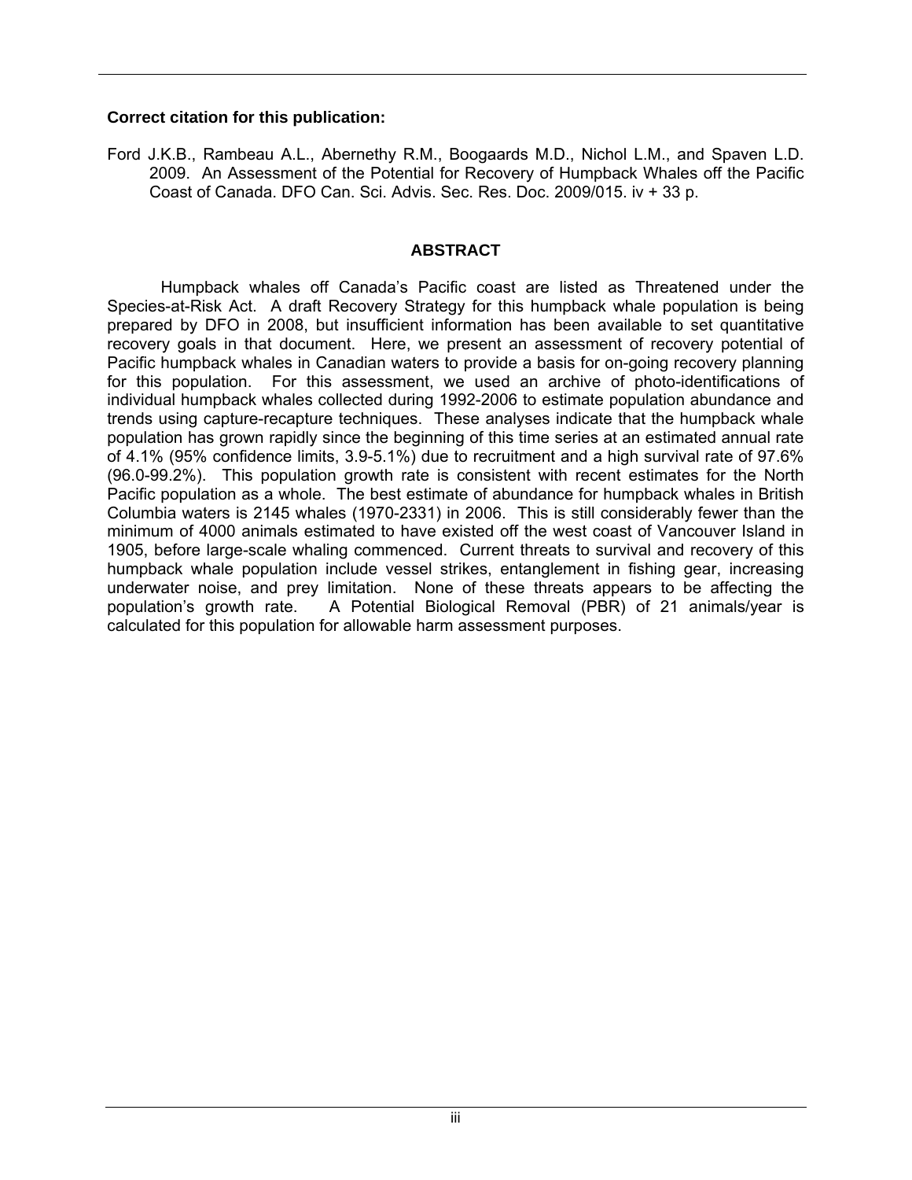**Correct citation for this publication:**

Ford J.K.B., Rambeau A.L., Abernethy R.M., Boogaards M.D., Nichol L.M., and Spaven L.D. 2009. An Assessment of the Potential for Recovery of Humpback Whales off the Pacific Coast of Canada. DFO Can. Sci. Advis. Sec. Res. Doc. 2009/015. iv + 33 p.

## ABSTRACT

Humpback whales off Canada's Pacific coast are listed as Threatened under the Species-at-Risk Act. A draft Recovery Strategy for this humpback whale population is being prepared by DFO in 2008, but insufficient information has been available to set quantitative recovery goals in that document. Here, we present an assessment of recovery potential of Pacific humpback whales in Canadian waters to provide a basis for on-going recovery planning for this population. For this assessment, we used an archive of photo-identifications of individual humpback whales collected during 1992-2006 to estimate population abundance and trends using capture-recapture techniques. These analyses indicate that the humpback whale population has grown rapidly since the beginning of this time series at an estimated annual rate of 4.1% (95% confidence limits, 3.9-5.1%) due to recruitment and a high survival rate of 97.6% (96.0-99.2%). This population growth rate is consistent with recent estimates for the North Pacific population as a whole. The best estimate of abundance for humpback whales in British Columbia waters is 2145 whales (1970-2331) in 2006. This is still considerably fewer than the minimum of 4000 animals estimated to have existed off the west coast of Vancouver Island in 1905, before large-scale whaling commenced. Current threats to survival and recovery of this humpback whale population include vessel strikes, entanglement in fishing gear, increasing underwater noise, and prey limitation. None of these threats appears to be affecting the population's growth rate. A Potential Biological Removal (PBR) of 21 animals/year is calculated for this population for allowable harm assessment purposes.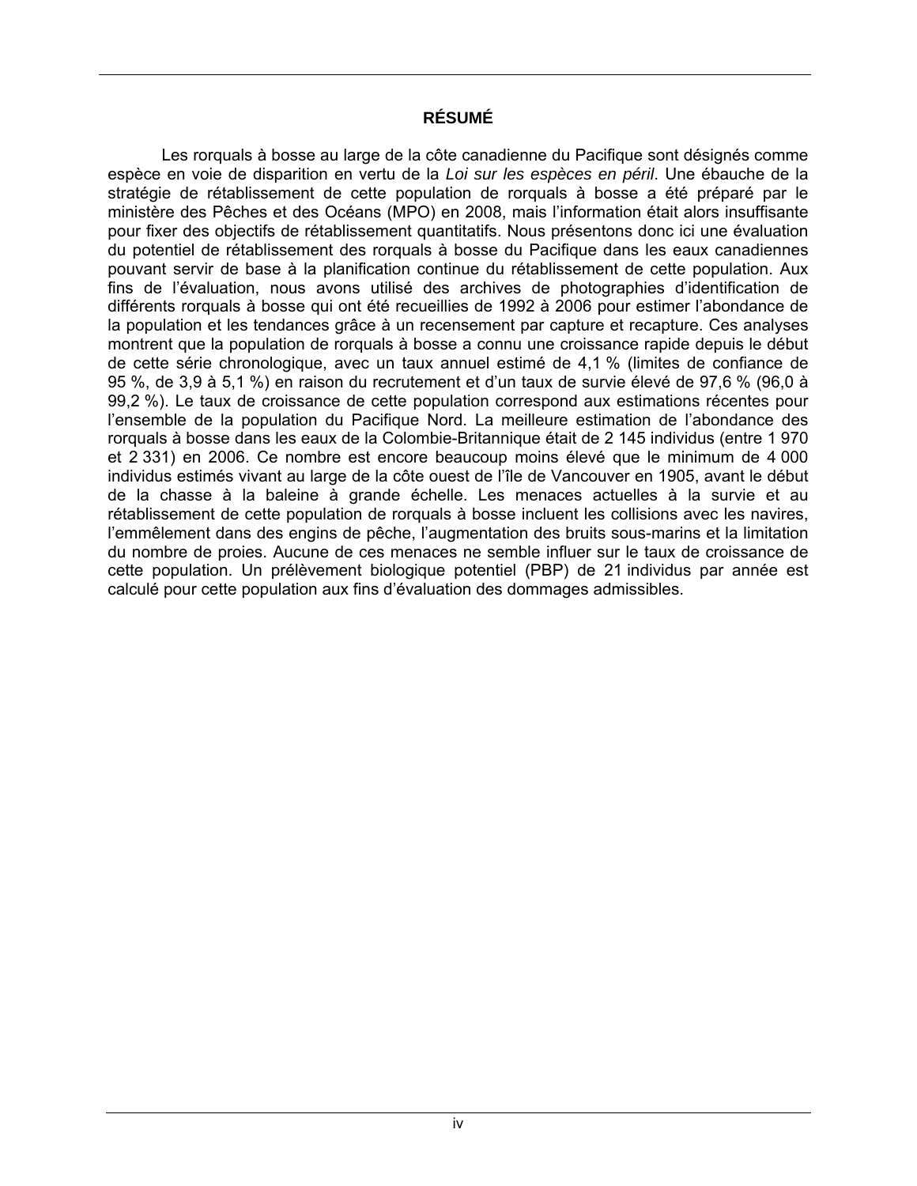## RÉSUMÉ

Les rorquals à bosse au large de la côte canadienne du Pacifique sont désignés comme espèce en voie de disparition en vertu de la *Loi sur les espèces en péril*. Une ébauche de la stratégie de rétablissement de cette population de rorquals à bosse a été préparé par le ministère des Pêches et des Océans (MPO) en 2008, mais l'information était alors insuffisante pour fixer des objectifs de rétablissement quantitatifs. Nous présentons donc ici une évaluation du potentiel de rétablissement des rorquals à bosse du Pacifique dans les eaux canadiennes pouvant servir de base à la planification continue du rétablissement de cette population. Aux fins de l'évaluation, nous avons utilisé des archives de photographies d'identification de différents rorquals à bosse qui ont été recueillies de 1992 à 2006 pour estimer l'abondance de la population et les tendances grâce à un recensement par capture et recapture. Ces analyses montrent que la population de rorquals à bosse a connu une croissance rapide depuis le début de cette série chronologique, avec un taux annuel estimé de 4,1 % (limites de confiance de 95 %, de 3,9 à 5,1 %) en raison du recrutement et d'un taux de survie élevé de 97,6 % (96,0 à 99,2 %). Le taux de croissance de cette population correspond aux estimations récentes pour l'ensemble de la population du Pacifique Nord. La meilleure estimation de l'abondance des rorquals à bosse dans les eaux de la Colombie-Britannique était de 2 145 individus (entre 1 970 et 2 331) en 2006. Ce nombre est encore beaucoup moins élevé que le minimum de 4 000 individus estimés vivant au large de la côte ouest de l'île de Vancouver en 1905, avant le début de la chasse à la baleine à grande échelle. Les menaces actuelles à la survie et au rétablissement de cette population de rorquals à bosse incluent les collisions avec les navires, l'emmêlement dans des engins de pêche, l'augmentation des bruits sous-marins et la limitation du nombre de proies. Aucune de ces menaces ne semble influer sur le taux de croissance de cette population. Un prélèvement biologique potentiel (PBP) de 21 individus par année est calculé pour cette population aux fins d'évaluation des dommages admissibles.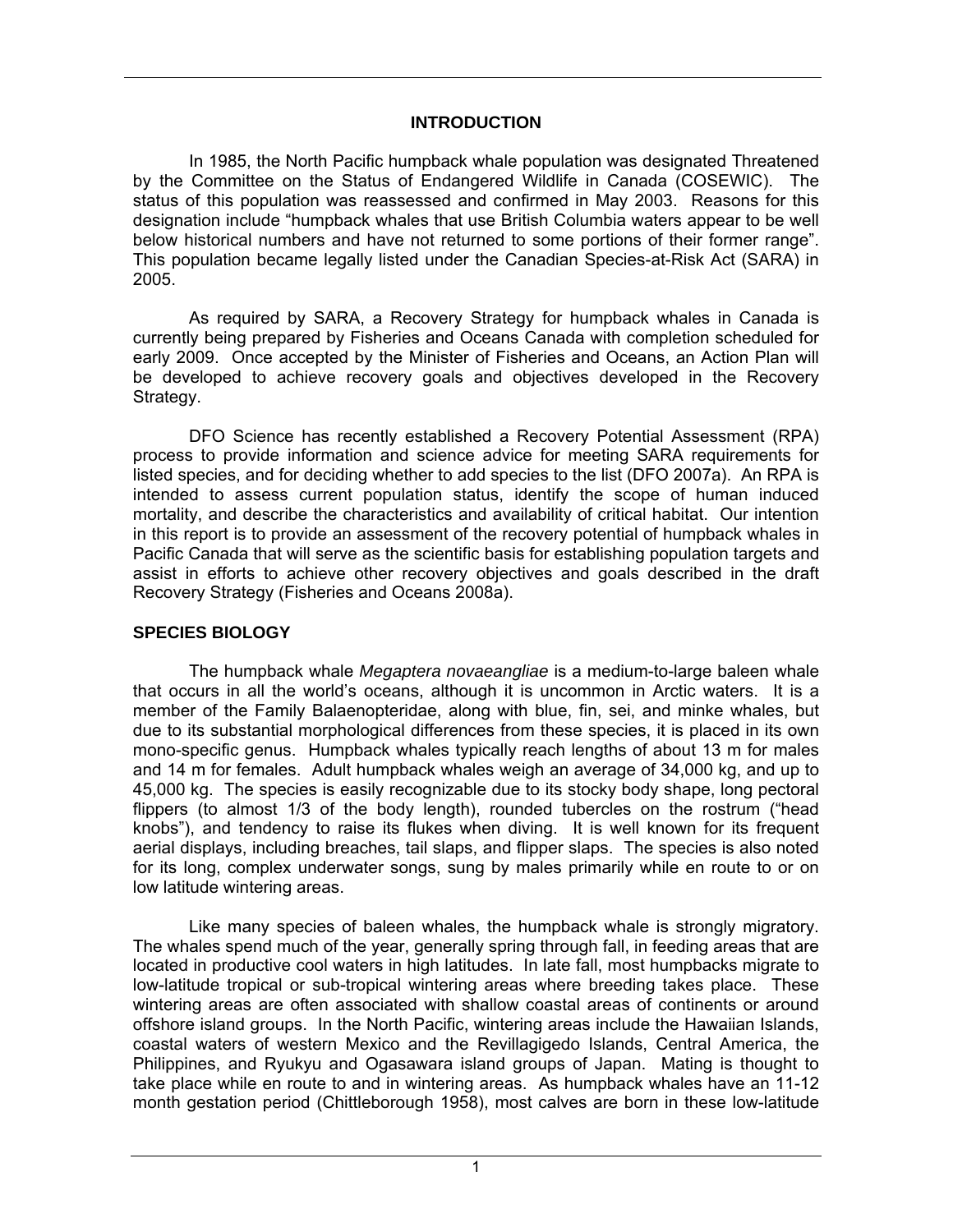## INTRODUCTION

In 1985, the North Pacific humpback whale population was designated Threatened by the Committee on the Status of Endangered Wildlife in Canada (COSEWIC). The status of this population was reassessed and confirmed in May 2003. Reasons for this designation include "humpback whales that use British Columbia waters appear to be well below historical numbers and have not returned to some portions of their former range". This population became legally listed under the Canadian Species-at-Risk Act (SARA) in 2005.

As required by SARA, a Recovery Strategy for humpback whales in Canada is currently being prepared by Fisheries and Oceans Canada with completion scheduled for early 2009. Once accepted by the Minister of Fisheries and Oceans, an Action Plan will be developed to achieve recovery goals and objectives developed in the Recovery Strategy.

DFO Science has recently established a Recovery Potential Assessment (RPA) process to provide information and science advice for meeting SARA requirements for listed species, and for deciding whether to add species to the list (DFO 2007a). An RPA is intended to assess current population status, identify the scope of human induced mortality, and describe the characteristics and availability of critical habitat. Our intention in this report is to provide an assessment of the recovery potential of humpback whales in Pacific Canada that will serve as the scientific basis for establishing population targets and assist in efforts to achieve other recovery objectives and goals described in the draft Recovery Strategy (Fisheries and Oceans 2008a).

### SPECIES BIOLOGY

The humpback whale *Megaptera novaeangliae* is a medium-to-large baleen whale that occurs in all the world's oceans, although it is uncommon in Arctic waters. It is a member of the Family Balaenopteridae, along with blue, fin, sei, and minke whales, but due to its substantial morphological differences from these species, it is placed in its own mono-specific genus. Humpback whales typically reach lengths of about 13 m for males and 14 m for females. Adult humpback whales weigh an average of 34,000 kg, and up to 45,000 kg. The species is easily recognizable due to its stocky body shape, long pectoral flippers (to almost 1/3 of the body length), rounded tubercles on the rostrum ("head knobs"), and tendency to raise its flukes when diving. It is well known for its frequent aerial displays, including breaches, tail slaps, and flipper slaps. The species is also noted for its long, complex underwater songs, sung by males primarily while en route to or on low latitude wintering areas.

Like many species of baleen whales, the humpback whale is strongly migratory. The whales spend much of the year, generally spring through fall, in feeding areas that are located in productive cool waters in high latitudes. In late fall, most humpbacks migrate to low-latitude tropical or sub-tropical wintering areas where breeding takes place. These wintering areas are often associated with shallow coastal areas of continents or around offshore island groups. In the North Pacific, wintering areas include the Hawaiian Islands, coastal waters of western Mexico and the Revillagigedo Islands, Central America, the Philippines, and Ryukyu and Ogasawara island groups of Japan. Mating is thought to take place while en route to and in wintering areas. As humpback whales have an 11-12 month gestation period (Chittleborough 1958), most calves are born in these low-latitude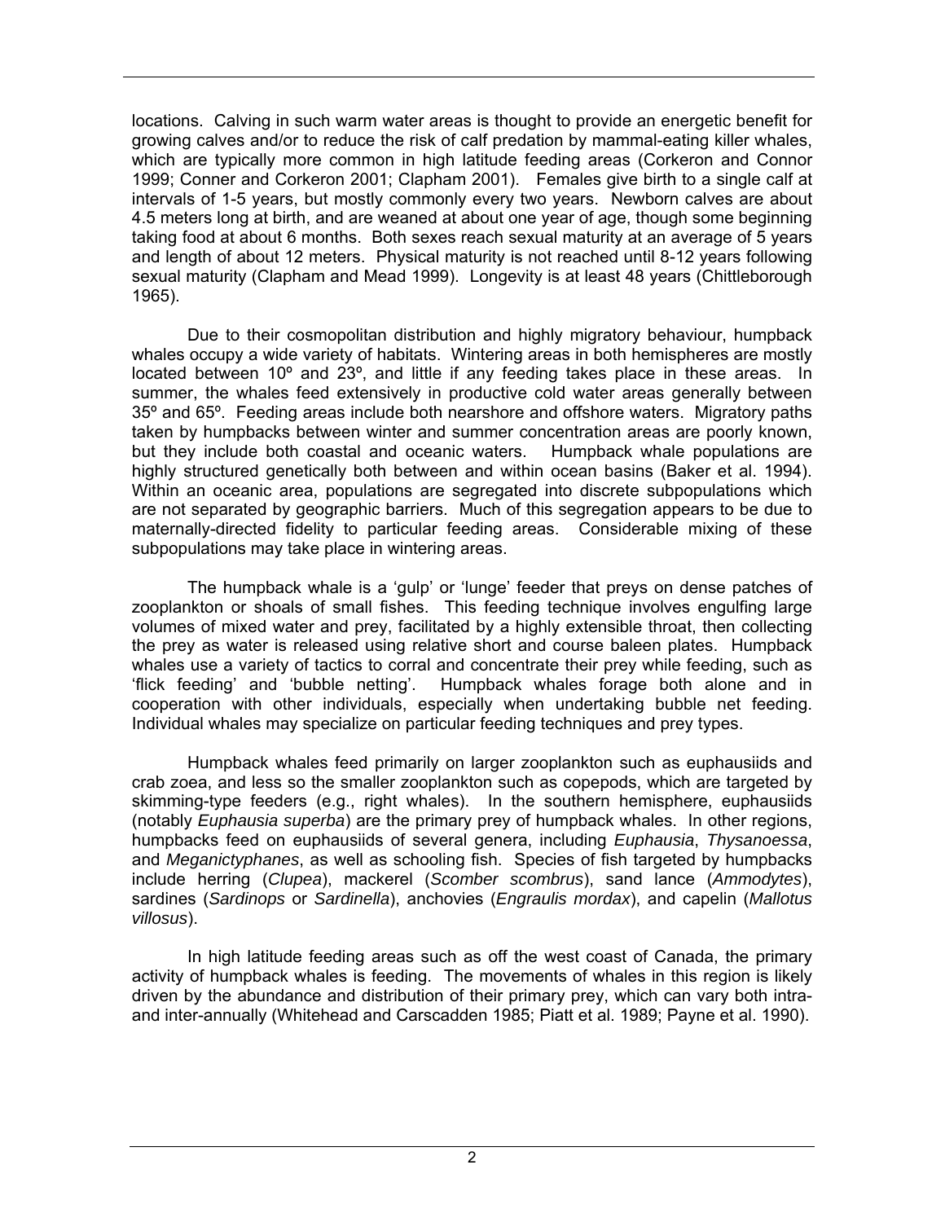locations. Calving in such warm water areas is thought to provide an energetic benefit for growing calves and/or to reduce the risk of calf predation by mammal-eating killer whales, which are typically more common in high latitude feeding areas (Corkeron and Connor 1999; Conner and Corkeron 2001; Clapham 2001). Females give birth to a single calf at intervals of 1-5 years, but mostly commonly every two years. Newborn calves are about 4.5 meters long at birth, and are weaned at about one year of age, though some beginning taking food at about 6 months. Both sexes reach sexual maturity at an average of 5 years and length of about 12 meters. Physical maturity is not reached until 8-12 years following sexual maturity (Clapham and Mead 1999). Longevity is at least 48 years (Chittleborough 1965).

Due to their cosmopolitan distribution and highly migratory behaviour, humpback whales occupy a wide variety of habitats. Wintering areas in both hemispheres are mostly located between 10º and 23º, and little if any feeding takes place in these areas. In summer, the whales feed extensively in productive cold water areas generally between 35º and 65º. Feeding areas include both nearshore and offshore waters. Migratory paths taken by humpbacks between winter and summer concentration areas are poorly known, but they include both coastal and oceanic waters. Humpback whale populations are highly structured genetically both between and within ocean basins (Baker et al. 1994). Within an oceanic area, populations are segregated into discrete subpopulations which are not separated by geographic barriers. Much of this segregation appears to be due to maternally-directed fidelity to particular feeding areas. Considerable mixing of these subpopulations may take place in wintering areas.

The humpback whale is a 'gulp' or 'lunge' feeder that preys on dense patches of zooplankton or shoals of small fishes. This feeding technique involves engulfing large volumes of mixed water and prey, facilitated by a highly extensible throat, then collecting the prey as water is released using relative short and course baleen plates. Humpback whales use a variety of tactics to corral and concentrate their prey while feeding, such as 'flick feeding' and 'bubble netting'. Humpback whales forage both alone and in cooperation with other individuals, especially when undertaking bubble net feeding. Individual whales may specialize on particular feeding techniques and prey types.

Humpback whales feed primarily on larger zooplankton such as euphausiids and crab zoea, and less so the smaller zooplankton such as copepods, which are targeted by skimming-type feeders (e.g., right whales). In the southern hemisphere, euphausiids (notably *Euphausia superba*) are the primary prey of humpback whales. In other regions, humpbacks feed on euphausiids of several genera, including *Euphausia*, *Thysanoessa*, and *Meganictyphanes*, as well as schooling fish. Species of fish targeted by humpbacks include herring (*Clupea*), mackerel (*Scomber scombrus*), sand lance (*Ammodytes*), sardines (*Sardinops* or *Sardinella*), anchovies (*Engraulis mordax*), and capelin (*Mallotus villosus*).

In high latitude feeding areas such as off the west coast of Canada, the primary activity of humpback whales is feeding. The movements of whales in this region is likely driven by the abundance and distribution of their primary prey, which can vary both intra- and inter-annually (Whitehead and Carscadden 1985; Piatt et al. 1989; Payne et al. 1990).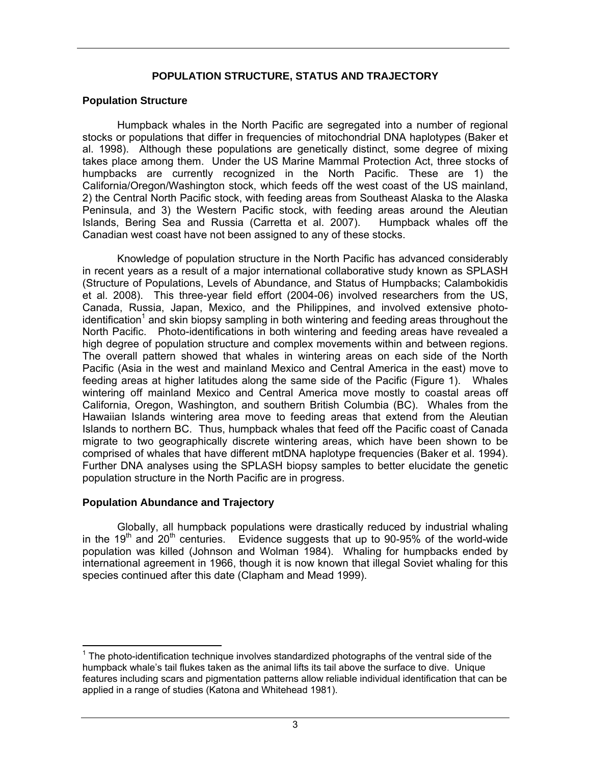## POPULATION STRUCTURE, STATUS AND TRAJECTORY

### Population Structure

Humpback whales in the North Pacific are segregated into a number of regional stocks or populations that differ in frequencies of mitochondrial DNA haplotypes (Baker et al. 1998). Although these populations are genetically distinct, some degree of mixing takes place among them. Under the US Marine Mammal Protection Act, three stocks of humpbacks are currently recognized in the North Pacific. These are 1) the California/Oregon/Washington stock, which feeds off the west coast of the US mainland, 2) the Central North Pacific stock, with feeding areas from Southeast Alaska to the Alaska Peninsula, and 3) the Western Pacific stock, with feeding areas around the Aleutian Islands, Bering Sea and Russia (Carretta et al. 2007). Humpback whales off the Canadian west coast have not been assigned to any of these stocks.

Knowledge of population structure in the North Pacific has advanced considerably in recent years as a result of a major international collaborative study known as SPLASH (Structure of Populations, Levels of Abundance, and Status of Humpbacks; Calambokidis et al. 2008). This three-year field effort (2004-06) involved researchers from the US, Canada, Russia, Japan, Mexico, and the Philippines, and involved extensive photo-identification[1] and skin biopsy sampling in both wintering and feeding areas throughout the North Pacific. Photo-identifications in both wintering and feeding areas have revealed a high degree of population structure and complex movements within and between regions. The overall pattern showed that whales in wintering areas on each side of the North Pacific (Asia in the west and mainland Mexico and Central America in the east) move to feeding areas at higher latitudes along the same side of the Pacific (Figure 1). Whales wintering off mainland Mexico and Central America move mostly to coastal areas off California, Oregon, Washington, and southern British Columbia (BC). Whales from the Hawaiian Islands wintering area move to feeding areas that extend from the Aleutian Islands to northern BC. Thus, humpback whales that feed off the Pacific coast of Canada migrate to two geographically discrete wintering areas, which have been shown to be comprised of whales that have different mtDNA haplotype frequencies (Baker et al. 1994). Further DNA analyses using the SPLASH biopsy samples to better elucidate the genetic population structure in the North Pacific are in progress.

### Population Abundance and Trajectory

Globally, all humpback populations were drastically reduced by industrial whaling in the 19th and 20th centuries. Evidence suggests that up to 90-95% of the world-wide population was killed (Johnson and Wolman 1984). Whaling for humpbacks ended by international agreement in 1966, though it is now known that illegal Soviet whaling for this species continued after this date (Clapham and Mead 1999).

[1] The photo-identification technique involves standardized photographs of the ventral side of the humpback whale's tail flukes taken as the animal lifts its tail above the surface to dive. Unique features including scars and pigmentation patterns allow reliable individual identification that can be applied in a range of studies (Katona and Whitehead 1981).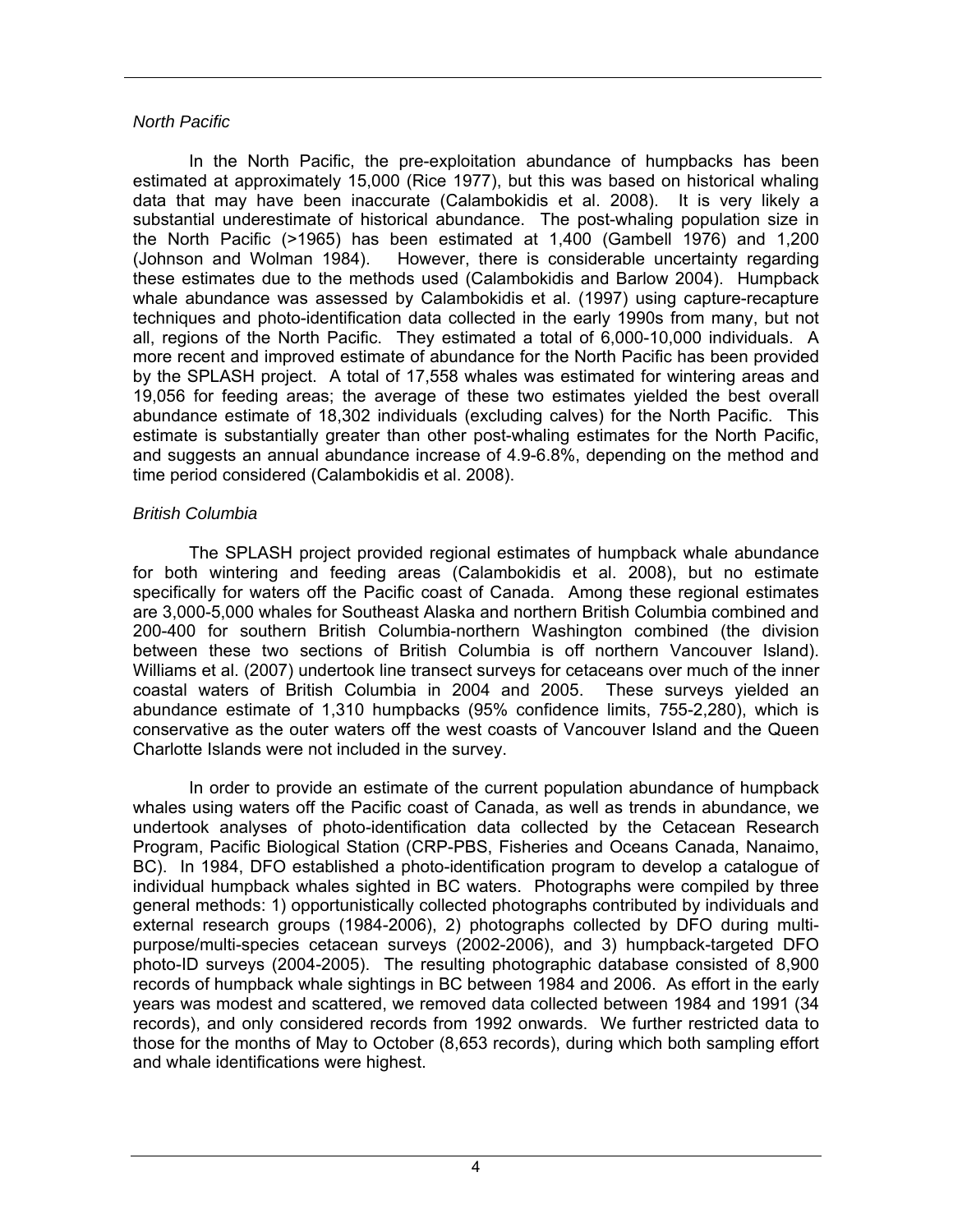*North Pacific*

In the North Pacific, the pre-exploitation abundance of humpbacks has been estimated at approximately 15,000 (Rice 1977), but this was based on historical whaling data that may have been inaccurate (Calambokidis et al. 2008). It is very likely a substantial underestimate of historical abundance. The post-whaling population size in the North Pacific (>1965) has been estimated at 1,400 (Gambell 1976) and 1,200 (Johnson and Wolman 1984). However, there is considerable uncertainty regarding these estimates due to the methods used (Calambokidis and Barlow 2004). Humpback whale abundance was assessed by Calambokidis et al. (1997) using capture-recapture techniques and photo-identification data collected in the early 1990s from many, but not all, regions of the North Pacific. They estimated a total of 6,000-10,000 individuals. A more recent and improved estimate of abundance for the North Pacific has been provided by the SPLASH project. A total of 17,558 whales was estimated for wintering areas and 19,056 for feeding areas; the average of these two estimates yielded the best overall abundance estimate of 18,302 individuals (excluding calves) for the North Pacific. This estimate is substantially greater than other post-whaling estimates for the North Pacific, and suggests an annual abundance increase of 4.9-6.8%, depending on the method and time period considered (Calambokidis et al. 2008).

*British Columbia*

The SPLASH project provided regional estimates of humpback whale abundance for both wintering and feeding areas (Calambokidis et al. 2008), but no estimate specifically for waters off the Pacific coast of Canada. Among these regional estimates are 3,000-5,000 whales for Southeast Alaska and northern British Columbia combined and 200-400 for southern British Columbia-northern Washington combined (the division between these two sections of British Columbia is off northern Vancouver Island). Williams et al. (2007) undertook line transect surveys for cetaceans over much of the inner coastal waters of British Columbia in 2004 and 2005. These surveys yielded an abundance estimate of 1,310 humpbacks (95% confidence limits, 755-2,280), which is conservative as the outer waters off the west coasts of Vancouver Island and the Queen Charlotte Islands were not included in the survey.

In order to provide an estimate of the current population abundance of humpback whales using waters off the Pacific coast of Canada, as well as trends in abundance, we undertook analyses of photo-identification data collected by the Cetacean Research Program, Pacific Biological Station (CRP-PBS, Fisheries and Oceans Canada, Nanaimo, BC). In 1984, DFO established a photo-identification program to develop a catalogue of individual humpback whales sighted in BC waters. Photographs were compiled by three general methods: 1) opportunistically collected photographs contributed by individuals and external research groups (1984-2006), 2) photographs collected by DFO during multi-purpose/multi-species cetacean surveys (2002-2006), and 3) humpback-targeted DFO photo-ID surveys (2004-2005). The resulting photographic database consisted of 8,900 records of humpback whale sightings in BC between 1984 and 2006. As effort in the early years was modest and scattered, we removed data collected between 1984 and 1991 (34 records), and only considered records from 1992 onwards. We further restricted data to those for the months of May to October (8,653 records), during which both sampling effort and whale identifications were highest.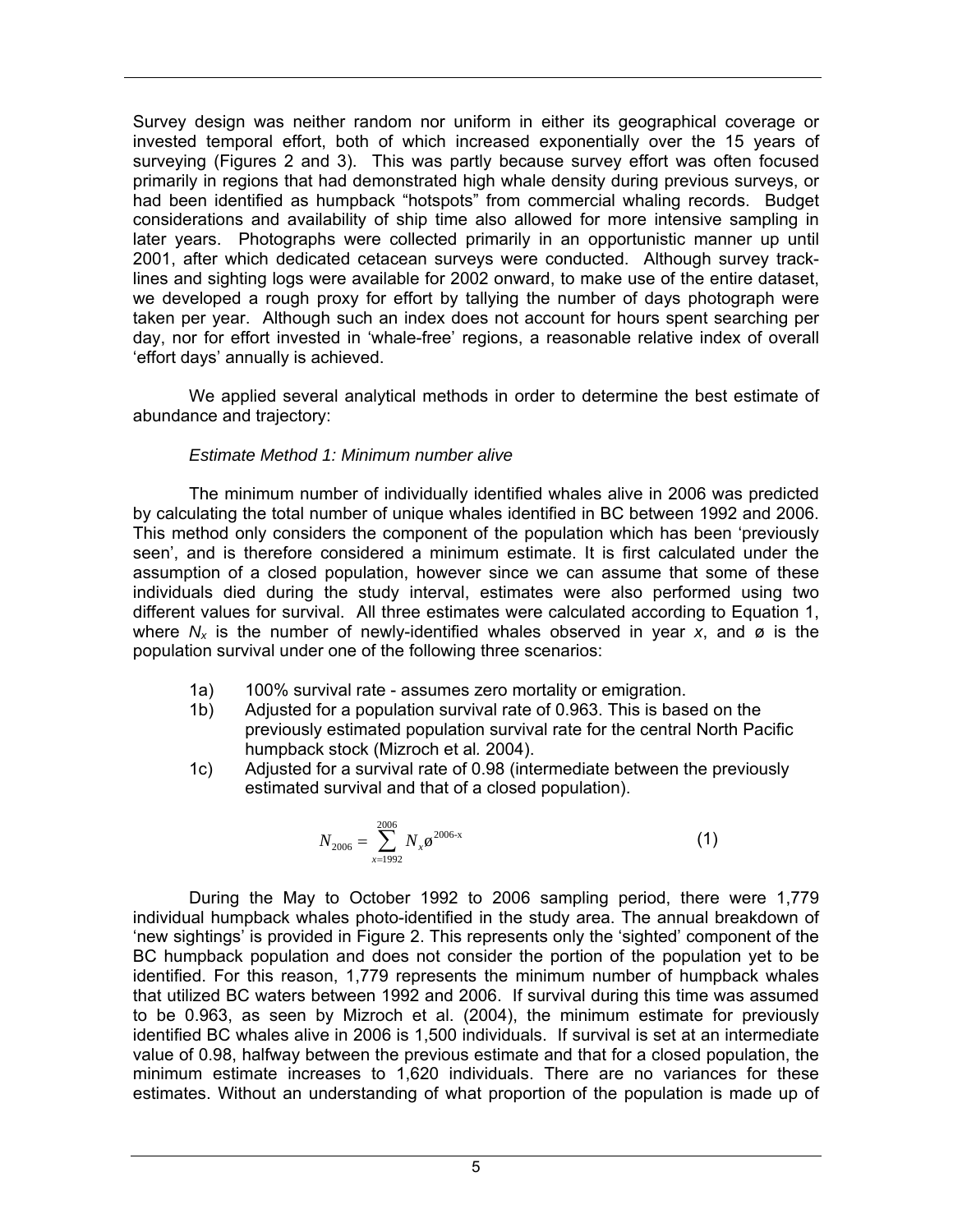Survey design was neither random nor uniform in either its geographical coverage or invested temporal effort, both of which increased exponentially over the 15 years of surveying (Figures 2 and 3). This was partly because survey effort was often focused primarily in regions that had demonstrated high whale density during previous surveys, or had been identified as humpback "hotspots" from commercial whaling records. Budget considerations and availability of ship time also allowed for more intensive sampling in later years. Photographs were collected primarily in an opportunistic manner up until 2001, after which dedicated cetacean surveys were conducted. Although survey track-lines and sighting logs were available for 2002 onward, to make use of the entire dataset, we developed a rough proxy for effort by tallying the number of days photograph were taken per year. Although such an index does not account for hours spent searching per day, nor for effort invested in 'whale-free' regions, a reasonable relative index of overall 'effort days' annually is achieved.

We applied several analytical methods in order to determine the best estimate of abundance and trajectory:

*Estimate Method 1: Minimum number alive*

The minimum number of individually identified whales alive in 2006 was predicted by calculating the total number of unique whales identified in BC between 1992 and 2006. This method only considers the component of the population which has been 'previously seen', and is therefore considered a minimum estimate. It is first calculated under the assumption of a closed population, however since we can assume that some of these individuals died during the study interval, estimates were also performed using two different values for survival. All three estimates were calculated according to Equation 1, where $N_x$ is the number of newly-identified whales observed in year $x$, and ø is the population survival under one of the following three scenarios:

1a) 100% survival rate - assumes zero mortality or emigration.

1b) Adjusted for a population survival rate of 0.963. This is based on the previously estimated population survival rate for the central North Pacific humpback stock (Mizroch et al*.* 2004).

1c) Adjusted for a survival rate of 0.98 (intermediate between the previously estimated survival and that of a closed population).

$$N_{2006} = \sum_{x=1992}^{2006} N_x ø^{2006\text{-}x} \qquad (1)$$

During the May to October 1992 to 2006 sampling period, there were 1,779 individual humpback whales photo-identified in the study area. The annual breakdown of 'new sightings' is provided in Figure 2. This represents only the 'sighted' component of the BC humpback population and does not consider the portion of the population yet to be identified. For this reason, 1,779 represents the minimum number of humpback whales that utilized BC waters between 1992 and 2006. If survival during this time was assumed to be 0.963, as seen by Mizroch et al. (2004), the minimum estimate for previously identified BC whales alive in 2006 is 1,500 individuals. If survival is set at an intermediate value of 0.98, halfway between the previous estimate and that for a closed population, the minimum estimate increases to 1,620 individuals. There are no variances for these estimates. Without an understanding of what proportion of the population is made up of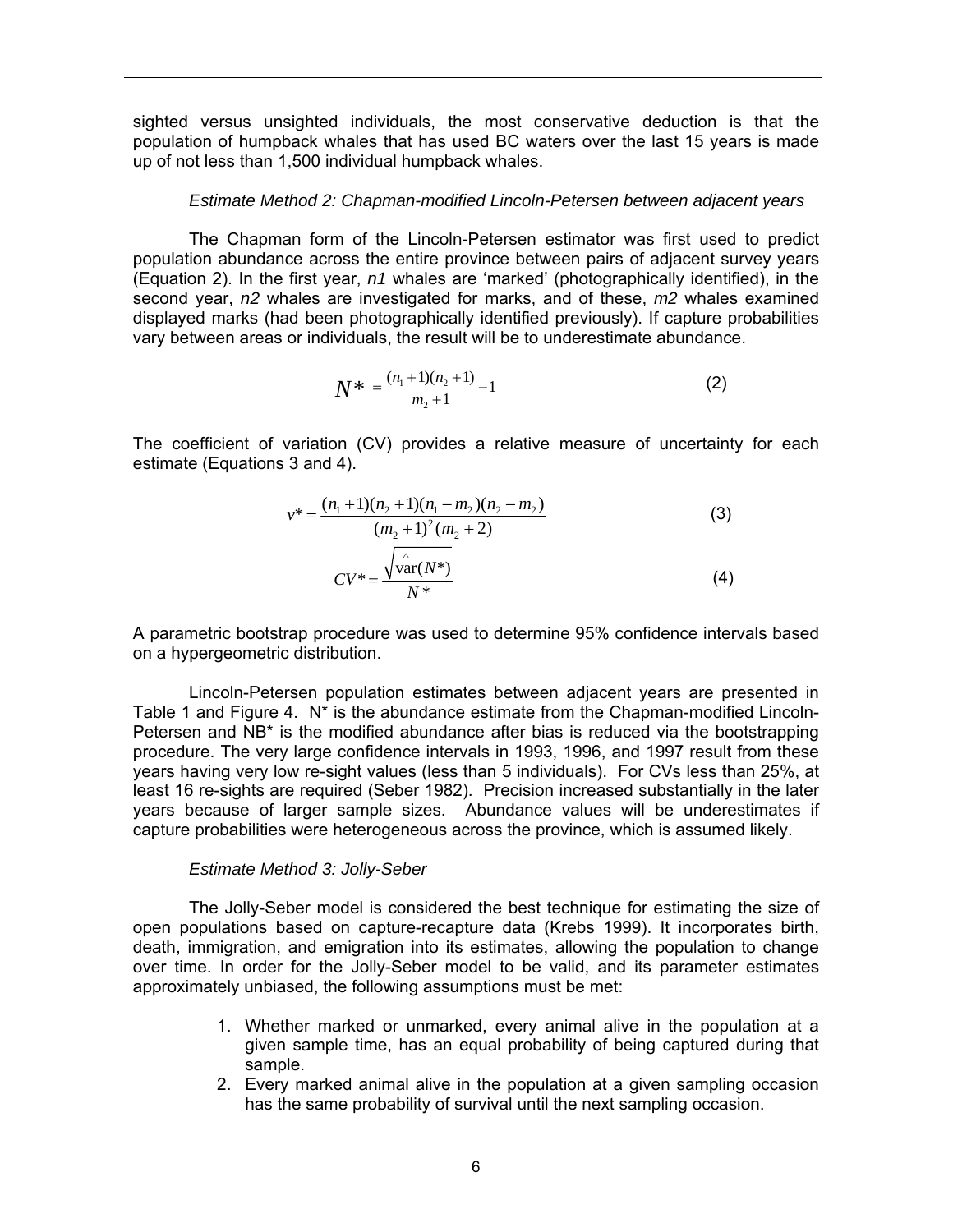sighted versus unsighted individuals, the most conservative deduction is that the population of humpback whales that has used BC waters over the last 15 years is made up of not less than 1,500 individual humpback whales.

*Estimate Method 2: Chapman-modified Lincoln-Petersen between adjacent years*

The Chapman form of the Lincoln-Petersen estimator was first used to predict population abundance across the entire province between pairs of adjacent survey years (Equation 2). In the first year, *n1* whales are 'marked' (photographically identified), in the second year, *n2* whales are investigated for marks, and of these, *m2* whales examined displayed marks (had been photographically identified previously). If capture probabilities vary between areas or individuals, the result will be to underestimate abundance.

$$N* = \frac{(n_1 + 1)(n_2 + 1)}{m_2 + 1} - 1 \tag{2}$$

The coefficient of variation (CV) provides a relative measure of uncertainty for each estimate (Equations 3 and 4).

$$v* = \frac{(n_1 + 1)(n_2 + 1)(n_1 - m_2)(n_2 - m_2)}{(m_2 + 1)^2 (m_2 + 2)} \tag{3}$$

$$CV* = \frac{\sqrt{\hat{\mathrm{var}}(N*)}}{N*} \tag{4}$$

A parametric bootstrap procedure was used to determine 95% confidence intervals based on a hypergeometric distribution.

Lincoln-Petersen population estimates between adjacent years are presented in Table 1 and Figure 4. N* is the abundance estimate from the Chapman-modified Lincoln-Petersen and NB* is the modified abundance after bias is reduced via the bootstrapping procedure. The very large confidence intervals in 1993, 1996, and 1997 result from these years having very low re-sight values (less than 5 individuals). For CVs less than 25%, at least 16 re-sights are required (Seber 1982). Precision increased substantially in the later years because of larger sample sizes. Abundance values will be underestimates if capture probabilities were heterogeneous across the province, which is assumed likely.

*Estimate Method 3: Jolly-Seber*

The Jolly-Seber model is considered the best technique for estimating the size of open populations based on capture-recapture data (Krebs 1999). It incorporates birth, death, immigration, and emigration into its estimates, allowing the population to change over time. In order for the Jolly-Seber model to be valid, and its parameter estimates approximately unbiased, the following assumptions must be met:

1. Whether marked or unmarked, every animal alive in the population at a given sample time, has an equal probability of being captured during that sample.
2. Every marked animal alive in the population at a given sampling occasion has the same probability of survival until the next sampling occasion.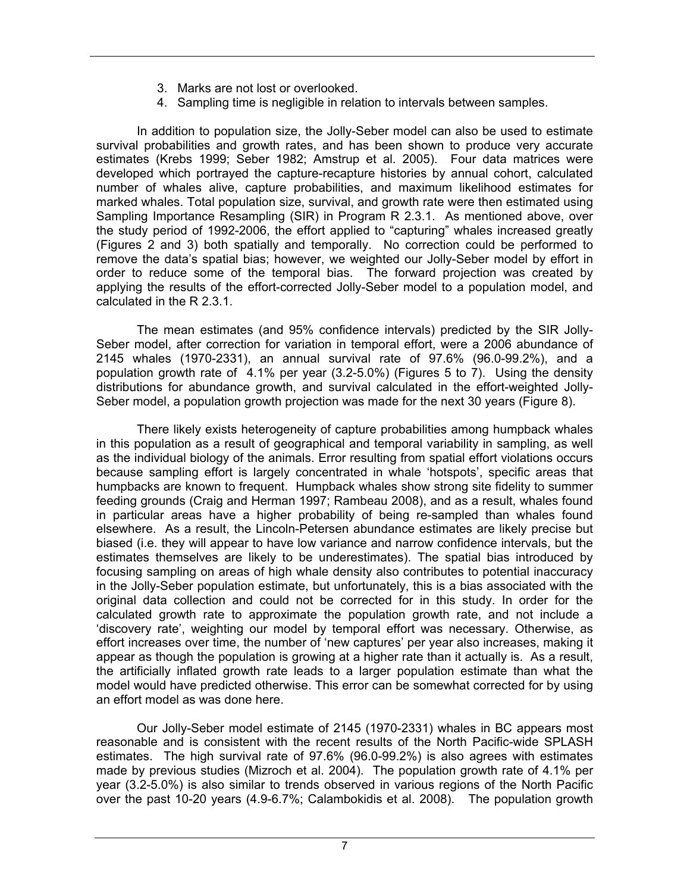3. Marks are not lost or overlooked.
4. Sampling time is negligible in relation to intervals between samples.

In addition to population size, the Jolly-Seber model can also be used to estimate survival probabilities and growth rates, and has been shown to produce very accurate estimates (Krebs 1999; Seber 1982; Amstrup et al. 2005). Four data matrices were developed which portrayed the capture-recapture histories by annual cohort, calculated number of whales alive, capture probabilities, and maximum likelihood estimates for marked whales. Total population size, survival, and growth rate were then estimated using Sampling Importance Resampling (SIR) in Program R 2.3.1. As mentioned above, over the study period of 1992-2006, the effort applied to "capturing" whales increased greatly (Figures 2 and 3) both spatially and temporally. No correction could be performed to remove the data's spatial bias; however, we weighted our Jolly-Seber model by effort in order to reduce some of the temporal bias. The forward projection was created by applying the results of the effort-corrected Jolly-Seber model to a population model, and calculated in the R 2.3.1.

The mean estimates (and 95% confidence intervals) predicted by the SIR Jolly-Seber model, after correction for variation in temporal effort, were a 2006 abundance of 2145 whales (1970-2331), an annual survival rate of 97.6% (96.0-99.2%), and a population growth rate of 4.1% per year (3.2-5.0%) (Figures 5 to 7). Using the density distributions for abundance growth, and survival calculated in the effort-weighted Jolly-Seber model, a population growth projection was made for the next 30 years (Figure 8).

There likely exists heterogeneity of capture probabilities among humpback whales in this population as a result of geographical and temporal variability in sampling, as well as the individual biology of the animals. Error resulting from spatial effort violations occurs because sampling effort is largely concentrated in whale 'hotspots', specific areas that humpbacks are known to frequent. Humpback whales show strong site fidelity to summer feeding grounds (Craig and Herman 1997; Rambeau 2008), and as a result, whales found in particular areas have a higher probability of being re-sampled than whales found elsewhere. As a result, the Lincoln-Petersen abundance estimates are likely precise but biased (i.e. they will appear to have low variance and narrow confidence intervals, but the estimates themselves are likely to be underestimates). The spatial bias introduced by focusing sampling on areas of high whale density also contributes to potential inaccuracy in the Jolly-Seber population estimate, but unfortunately, this is a bias associated with the original data collection and could not be corrected for in this study. In order for the calculated growth rate to approximate the population growth rate, and not include a 'discovery rate', weighting our model by temporal effort was necessary. Otherwise, as effort increases over time, the number of 'new captures' per year also increases, making it appear as though the population is growing at a higher rate than it actually is. As a result, the artificially inflated growth rate leads to a larger population estimate than what the model would have predicted otherwise. This error can be somewhat corrected for by using an effort model as was done here.

Our Jolly-Seber model estimate of 2145 (1970-2331) whales in BC appears most reasonable and is consistent with the recent results of the North Pacific-wide SPLASH estimates. The high survival rate of 97.6% (96.0-99.2%) is also agrees with estimates made by previous studies (Mizroch et al. 2004). The population growth rate of 4.1% per year (3.2-5.0%) is also similar to trends observed in various regions of the North Pacific over the past 10-20 years (4.9-6.7%; Calambokidis et al. 2008). The population growth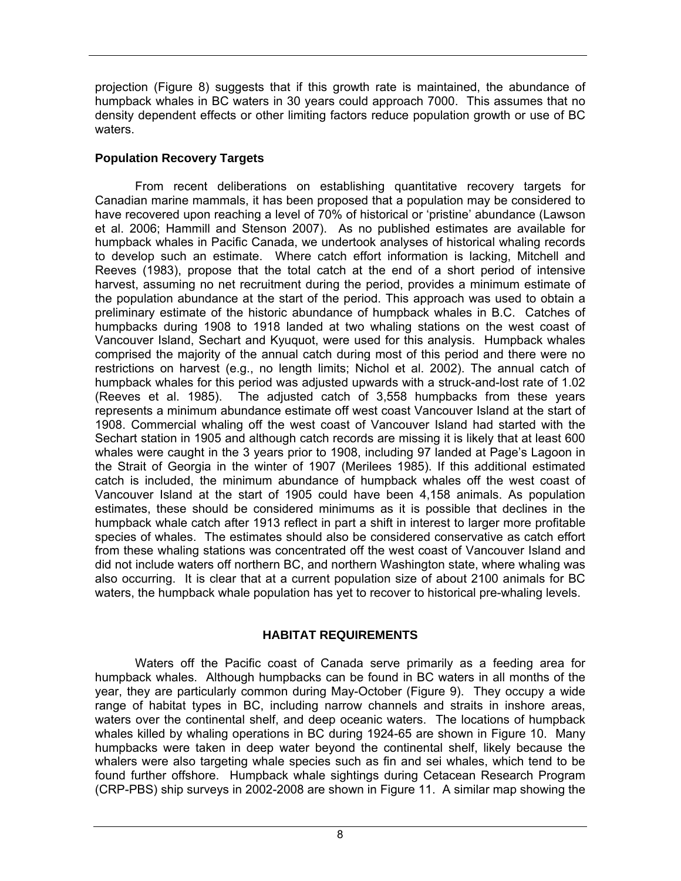projection (Figure 8) suggests that if this growth rate is maintained, the abundance of humpback whales in BC waters in 30 years could approach 7000. This assumes that no density dependent effects or other limiting factors reduce population growth or use of BC waters.

### Population Recovery Targets

From recent deliberations on establishing quantitative recovery targets for Canadian marine mammals, it has been proposed that a population may be considered to have recovered upon reaching a level of 70% of historical or 'pristine' abundance (Lawson et al. 2006; Hammill and Stenson 2007). As no published estimates are available for humpback whales in Pacific Canada, we undertook analyses of historical whaling records to develop such an estimate. Where catch effort information is lacking, Mitchell and Reeves (1983), propose that the total catch at the end of a short period of intensive harvest, assuming no net recruitment during the period, provides a minimum estimate of the population abundance at the start of the period. This approach was used to obtain a preliminary estimate of the historic abundance of humpback whales in B.C. Catches of humpbacks during 1908 to 1918 landed at two whaling stations on the west coast of Vancouver Island, Sechart and Kyuquot, were used for this analysis. Humpback whales comprised the majority of the annual catch during most of this period and there were no restrictions on harvest (e.g., no length limits; Nichol et al. 2002). The annual catch of humpback whales for this period was adjusted upwards with a struck-and-lost rate of 1.02 (Reeves et al. 1985). The adjusted catch of 3,558 humpbacks from these years represents a minimum abundance estimate off west coast Vancouver Island at the start of 1908. Commercial whaling off the west coast of Vancouver Island had started with the Sechart station in 1905 and although catch records are missing it is likely that at least 600 whales were caught in the 3 years prior to 1908, including 97 landed at Page's Lagoon in the Strait of Georgia in the winter of 1907 (Merilees 1985). If this additional estimated catch is included, the minimum abundance of humpback whales off the west coast of Vancouver Island at the start of 1905 could have been 4,158 animals. As population estimates, these should be considered minimums as it is possible that declines in the humpback whale catch after 1913 reflect in part a shift in interest to larger more profitable species of whales. The estimates should also be considered conservative as catch effort from these whaling stations was concentrated off the west coast of Vancouver Island and did not include waters off northern BC, and northern Washington state, where whaling was also occurring. It is clear that at a current population size of about 2100 animals for BC waters, the humpback whale population has yet to recover to historical pre-whaling levels.

## HABITAT REQUIREMENTS

Waters off the Pacific coast of Canada serve primarily as a feeding area for humpback whales. Although humpbacks can be found in BC waters in all months of the year, they are particularly common during May-October (Figure 9). They occupy a wide range of habitat types in BC, including narrow channels and straits in inshore areas, waters over the continental shelf, and deep oceanic waters. The locations of humpback whales killed by whaling operations in BC during 1924-65 are shown in Figure 10. Many humpbacks were taken in deep water beyond the continental shelf, likely because the whalers were also targeting whale species such as fin and sei whales, which tend to be found further offshore. Humpback whale sightings during Cetacean Research Program (CRP-PBS) ship surveys in 2002-2008 are shown in Figure 11. A similar map showing the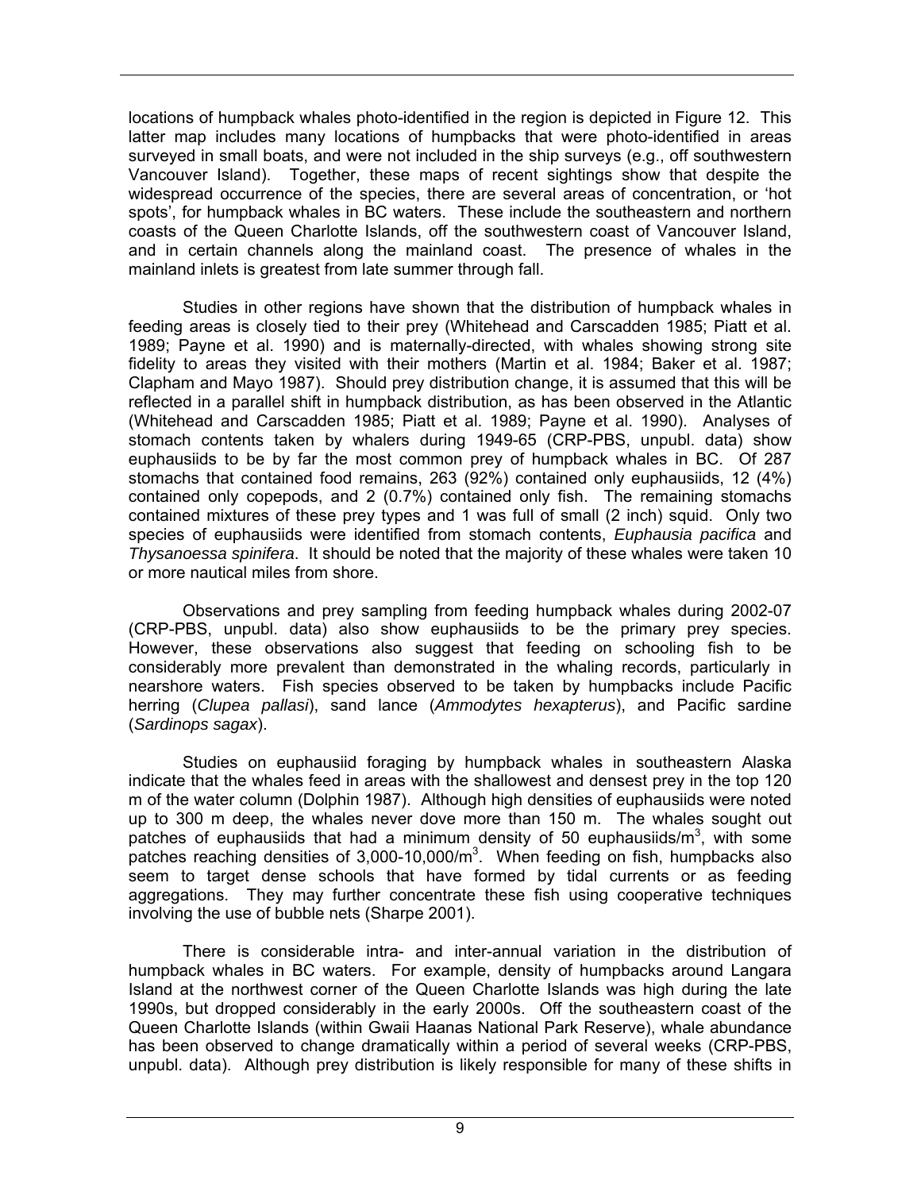locations of humpback whales photo-identified in the region is depicted in Figure 12. This latter map includes many locations of humpbacks that were photo-identified in areas surveyed in small boats, and were not included in the ship surveys (e.g., off southwestern Vancouver Island). Together, these maps of recent sightings show that despite the widespread occurrence of the species, there are several areas of concentration, or 'hot spots', for humpback whales in BC waters. These include the southeastern and northern coasts of the Queen Charlotte Islands, off the southwestern coast of Vancouver Island, and in certain channels along the mainland coast. The presence of whales in the mainland inlets is greatest from late summer through fall.

Studies in other regions have shown that the distribution of humpback whales in feeding areas is closely tied to their prey (Whitehead and Carscadden 1985; Piatt et al. 1989; Payne et al. 1990) and is maternally-directed, with whales showing strong site fidelity to areas they visited with their mothers (Martin et al. 1984; Baker et al. 1987; Clapham and Mayo 1987). Should prey distribution change, it is assumed that this will be reflected in a parallel shift in humpback distribution, as has been observed in the Atlantic (Whitehead and Carscadden 1985; Piatt et al. 1989; Payne et al. 1990). Analyses of stomach contents taken by whalers during 1949-65 (CRP-PBS, unpubl. data) show euphausiids to be by far the most common prey of humpback whales in BC. Of 287 stomachs that contained food remains, 263 (92%) contained only euphausiids, 12 (4%) contained only copepods, and 2 (0.7%) contained only fish. The remaining stomachs contained mixtures of these prey types and 1 was full of small (2 inch) squid. Only two species of euphausiids were identified from stomach contents, *Euphausia pacifica* and *Thysanoessa spinifera*. It should be noted that the majority of these whales were taken 10 or more nautical miles from shore.

Observations and prey sampling from feeding humpback whales during 2002-07 (CRP-PBS, unpubl. data) also show euphausiids to be the primary prey species. However, these observations also suggest that feeding on schooling fish to be considerably more prevalent than demonstrated in the whaling records, particularly in nearshore waters. Fish species observed to be taken by humpbacks include Pacific herring (*Clupea pallasi*), sand lance (*Ammodytes hexapterus*), and Pacific sardine (*Sardinops sagax*).

Studies on euphausiid foraging by humpback whales in southeastern Alaska indicate that the whales feed in areas with the shallowest and densest prey in the top 120 m of the water column (Dolphin 1987). Although high densities of euphausiids were noted up to 300 m deep, the whales never dove more than 150 m. The whales sought out patches of euphausiids that had a minimum density of 50 euphausiids/m$^3$, with some patches reaching densities of 3,000-10,000/m$^3$. When feeding on fish, humpbacks also seem to target dense schools that have formed by tidal currents or as feeding aggregations. They may further concentrate these fish using cooperative techniques involving the use of bubble nets (Sharpe 2001).

There is considerable intra- and inter-annual variation in the distribution of humpback whales in BC waters. For example, density of humpbacks around Langara Island at the northwest corner of the Queen Charlotte Islands was high during the late 1990s, but dropped considerably in the early 2000s. Off the southeastern coast of the Queen Charlotte Islands (within Gwaii Haanas National Park Reserve), whale abundance has been observed to change dramatically within a period of several weeks (CRP-PBS, unpubl. data). Although prey distribution is likely responsible for many of these shifts in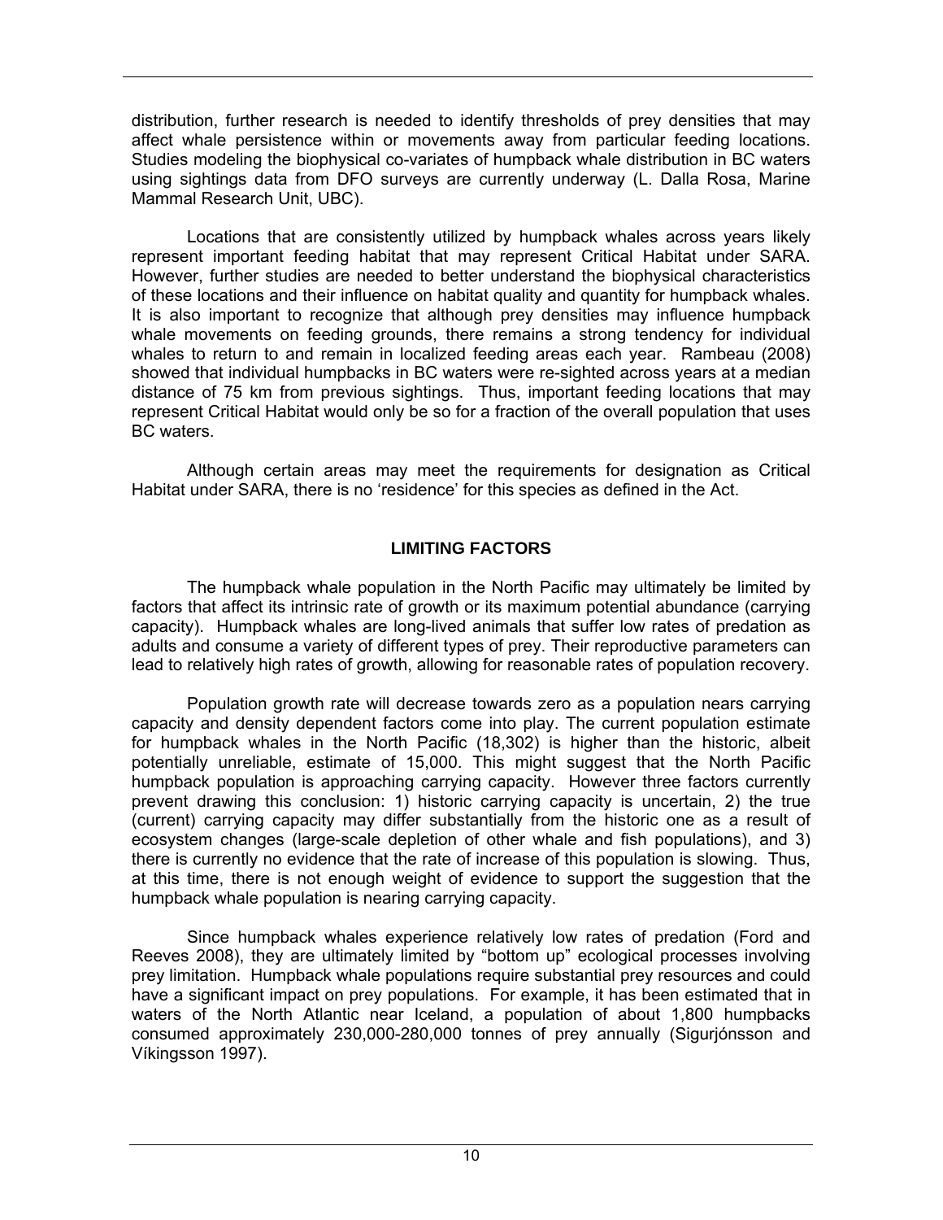distribution, further research is needed to identify thresholds of prey densities that may affect whale persistence within or movements away from particular feeding locations. Studies modeling the biophysical co-variates of humpback whale distribution in BC waters using sightings data from DFO surveys are currently underway (L. Dalla Rosa, Marine Mammal Research Unit, UBC).

Locations that are consistently utilized by humpback whales across years likely represent important feeding habitat that may represent Critical Habitat under SARA. However, further studies are needed to better understand the biophysical characteristics of these locations and their influence on habitat quality and quantity for humpback whales. It is also important to recognize that although prey densities may influence humpback whale movements on feeding grounds, there remains a strong tendency for individual whales to return to and remain in localized feeding areas each year. Rambeau (2008) showed that individual humpbacks in BC waters were re-sighted across years at a median distance of 75 km from previous sightings. Thus, important feeding locations that may represent Critical Habitat would only be so for a fraction of the overall population that uses BC waters.

Although certain areas may meet the requirements for designation as Critical Habitat under SARA, there is no 'residence' for this species as defined in the Act.

## LIMITING FACTORS

The humpback whale population in the North Pacific may ultimately be limited by factors that affect its intrinsic rate of growth or its maximum potential abundance (carrying capacity). Humpback whales are long-lived animals that suffer low rates of predation as adults and consume a variety of different types of prey. Their reproductive parameters can lead to relatively high rates of growth, allowing for reasonable rates of population recovery.

Population growth rate will decrease towards zero as a population nears carrying capacity and density dependent factors come into play. The current population estimate for humpback whales in the North Pacific (18,302) is higher than the historic, albeit potentially unreliable, estimate of 15,000. This might suggest that the North Pacific humpback population is approaching carrying capacity. However three factors currently prevent drawing this conclusion: 1) historic carrying capacity is uncertain, 2) the true (current) carrying capacity may differ substantially from the historic one as a result of ecosystem changes (large-scale depletion of other whale and fish populations), and 3) there is currently no evidence that the rate of increase of this population is slowing. Thus, at this time, there is not enough weight of evidence to support the suggestion that the humpback whale population is nearing carrying capacity.

Since humpback whales experience relatively low rates of predation (Ford and Reeves 2008), they are ultimately limited by "bottom up" ecological processes involving prey limitation. Humpback whale populations require substantial prey resources and could have a significant impact on prey populations. For example, it has been estimated that in waters of the North Atlantic near Iceland, a population of about 1,800 humpbacks consumed approximately 230,000-280,000 tonnes of prey annually (Sigurjónsson and Víkingsson 1997).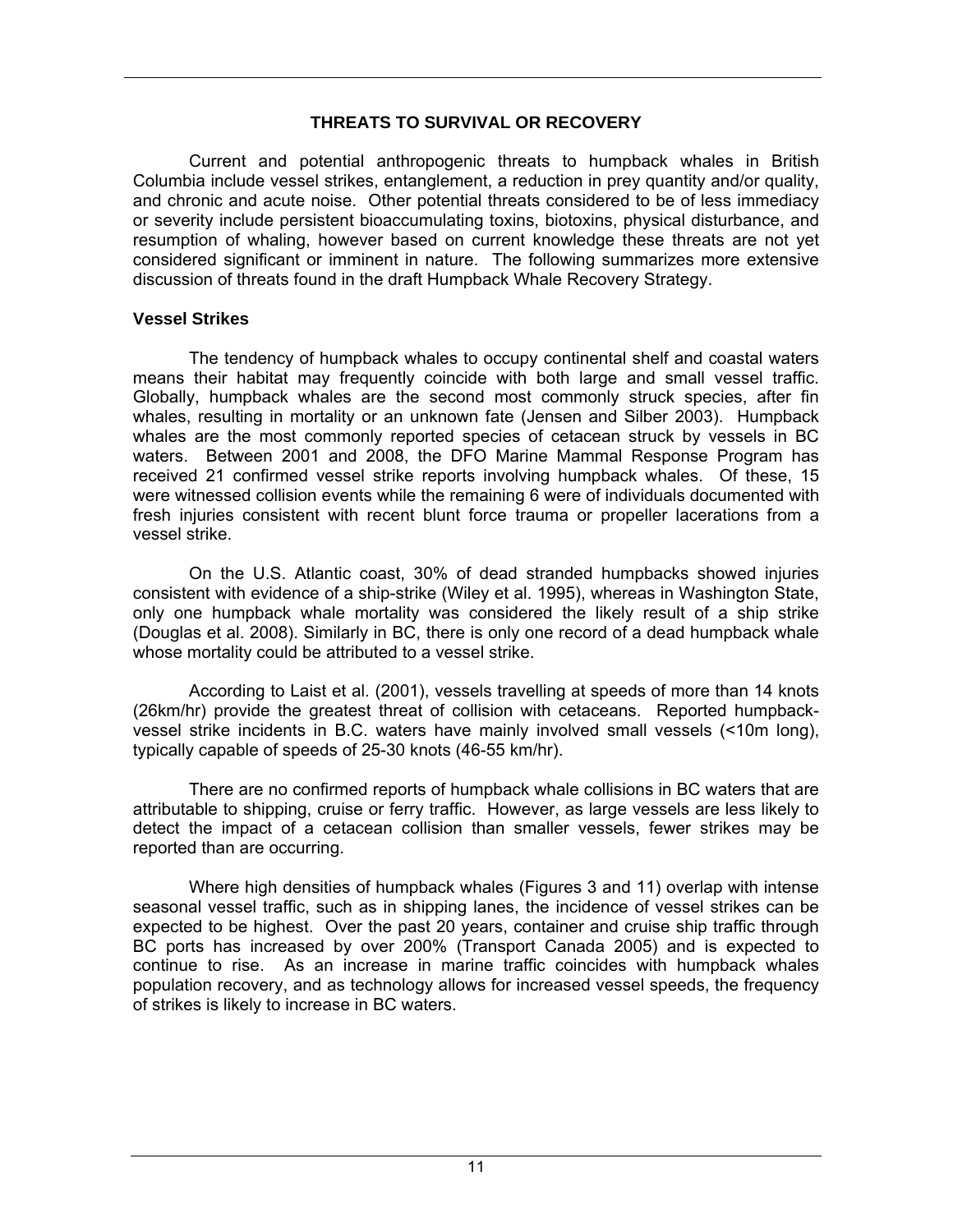## THREATS TO SURVIVAL OR RECOVERY

Current and potential anthropogenic threats to humpback whales in British Columbia include vessel strikes, entanglement, a reduction in prey quantity and/or quality, and chronic and acute noise. Other potential threats considered to be of less immediacy or severity include persistent bioaccumulating toxins, biotoxins, physical disturbance, and resumption of whaling, however based on current knowledge these threats are not yet considered significant or imminent in nature. The following summarizes more extensive discussion of threats found in the draft Humpback Whale Recovery Strategy.

### Vessel Strikes

The tendency of humpback whales to occupy continental shelf and coastal waters means their habitat may frequently coincide with both large and small vessel traffic. Globally, humpback whales are the second most commonly struck species, after fin whales, resulting in mortality or an unknown fate (Jensen and Silber 2003). Humpback whales are the most commonly reported species of cetacean struck by vessels in BC waters. Between 2001 and 2008, the DFO Marine Mammal Response Program has received 21 confirmed vessel strike reports involving humpback whales. Of these, 15 were witnessed collision events while the remaining 6 were of individuals documented with fresh injuries consistent with recent blunt force trauma or propeller lacerations from a vessel strike.

On the U.S. Atlantic coast, 30% of dead stranded humpbacks showed injuries consistent with evidence of a ship-strike (Wiley et al. 1995), whereas in Washington State, only one humpback whale mortality was considered the likely result of a ship strike (Douglas et al. 2008). Similarly in BC, there is only one record of a dead humpback whale whose mortality could be attributed to a vessel strike.

According to Laist et al. (2001), vessels travelling at speeds of more than 14 knots (26km/hr) provide the greatest threat of collision with cetaceans. Reported humpback-vessel strike incidents in B.C. waters have mainly involved small vessels (<10m long), typically capable of speeds of 25-30 knots (46-55 km/hr).

There are no confirmed reports of humpback whale collisions in BC waters that are attributable to shipping, cruise or ferry traffic. However, as large vessels are less likely to detect the impact of a cetacean collision than smaller vessels, fewer strikes may be reported than are occurring.

Where high densities of humpback whales (Figures 3 and 11) overlap with intense seasonal vessel traffic, such as in shipping lanes, the incidence of vessel strikes can be expected to be highest. Over the past 20 years, container and cruise ship traffic through BC ports has increased by over 200% (Transport Canada 2005) and is expected to continue to rise. As an increase in marine traffic coincides with humpback whales population recovery, and as technology allows for increased vessel speeds, the frequency of strikes is likely to increase in BC waters.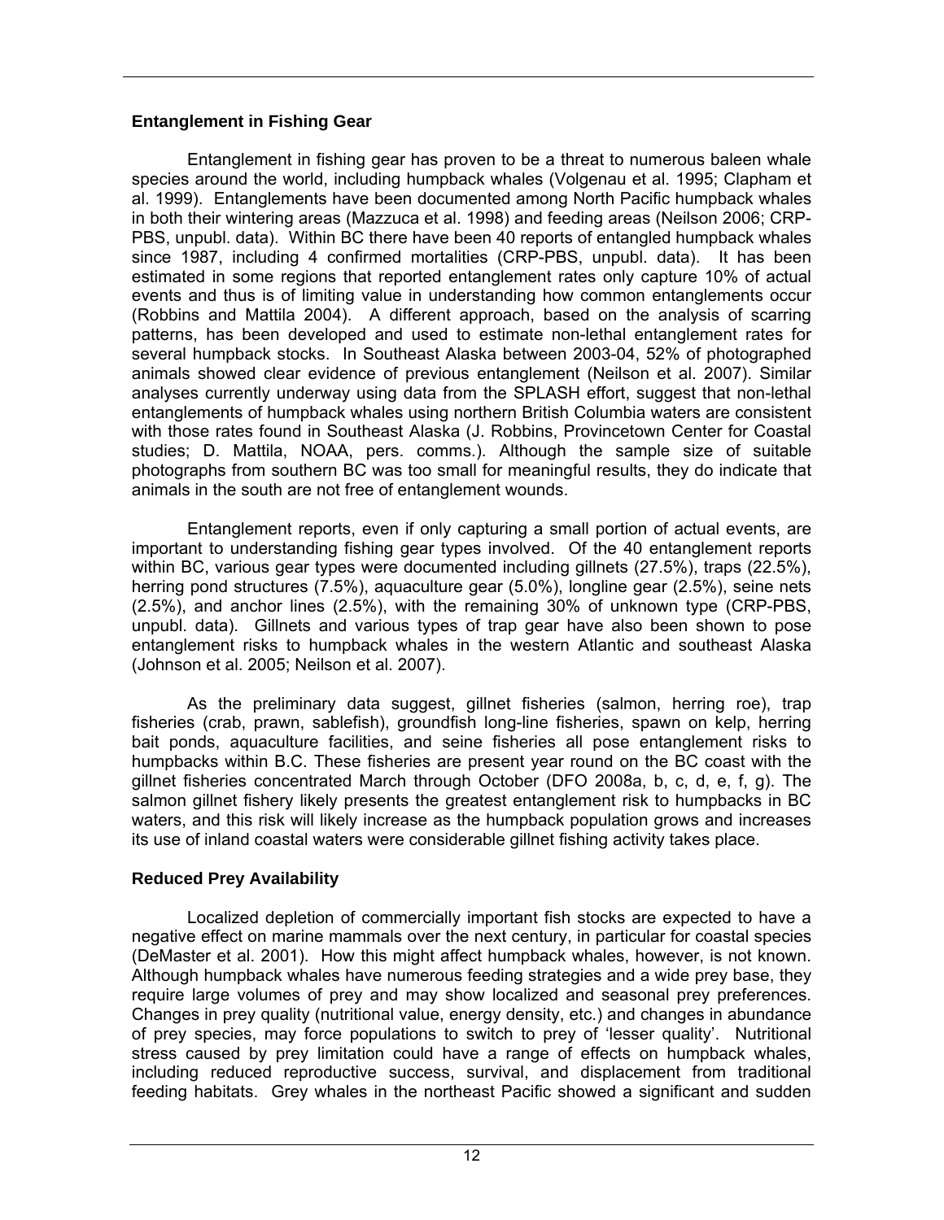### Entanglement in Fishing Gear

Entanglement in fishing gear has proven to be a threat to numerous baleen whale species around the world, including humpback whales (Volgenau et al. 1995; Clapham et al. 1999). Entanglements have been documented among North Pacific humpback whales in both their wintering areas (Mazzuca et al. 1998) and feeding areas (Neilson 2006; CRP-PBS, unpubl. data). Within BC there have been 40 reports of entangled humpback whales since 1987, including 4 confirmed mortalities (CRP-PBS, unpubl. data). It has been estimated in some regions that reported entanglement rates only capture 10% of actual events and thus is of limiting value in understanding how common entanglements occur (Robbins and Mattila 2004). A different approach, based on the analysis of scarring patterns, has been developed and used to estimate non-lethal entanglement rates for several humpback stocks. In Southeast Alaska between 2003-04, 52% of photographed animals showed clear evidence of previous entanglement (Neilson et al. 2007). Similar analyses currently underway using data from the SPLASH effort, suggest that non-lethal entanglements of humpback whales using northern British Columbia waters are consistent with those rates found in Southeast Alaska (J. Robbins, Provincetown Center for Coastal studies; D. Mattila, NOAA, pers. comms.). Although the sample size of suitable photographs from southern BC was too small for meaningful results, they do indicate that animals in the south are not free of entanglement wounds.

Entanglement reports, even if only capturing a small portion of actual events, are important to understanding fishing gear types involved. Of the 40 entanglement reports within BC, various gear types were documented including gillnets (27.5%), traps (22.5%), herring pond structures (7.5%), aquaculture gear (5.0%), longline gear (2.5%), seine nets (2.5%), and anchor lines (2.5%), with the remaining 30% of unknown type (CRP-PBS, unpubl. data). Gillnets and various types of trap gear have also been shown to pose entanglement risks to humpback whales in the western Atlantic and southeast Alaska (Johnson et al. 2005; Neilson et al. 2007).

As the preliminary data suggest, gillnet fisheries (salmon, herring roe), trap fisheries (crab, prawn, sablefish), groundfish long-line fisheries, spawn on kelp, herring bait ponds, aquaculture facilities, and seine fisheries all pose entanglement risks to humpbacks within B.C. These fisheries are present year round on the BC coast with the gillnet fisheries concentrated March through October (DFO 2008a, b, c, d, e, f, g). The salmon gillnet fishery likely presents the greatest entanglement risk to humpbacks in BC waters, and this risk will likely increase as the humpback population grows and increases its use of inland coastal waters were considerable gillnet fishing activity takes place.

### Reduced Prey Availability

Localized depletion of commercially important fish stocks are expected to have a negative effect on marine mammals over the next century, in particular for coastal species (DeMaster et al. 2001). How this might affect humpback whales, however, is not known. Although humpback whales have numerous feeding strategies and a wide prey base, they require large volumes of prey and may show localized and seasonal prey preferences. Changes in prey quality (nutritional value, energy density, etc.) and changes in abundance of prey species, may force populations to switch to prey of 'lesser quality'. Nutritional stress caused by prey limitation could have a range of effects on humpback whales, including reduced reproductive success, survival, and displacement from traditional feeding habitats. Grey whales in the northeast Pacific showed a significant and sudden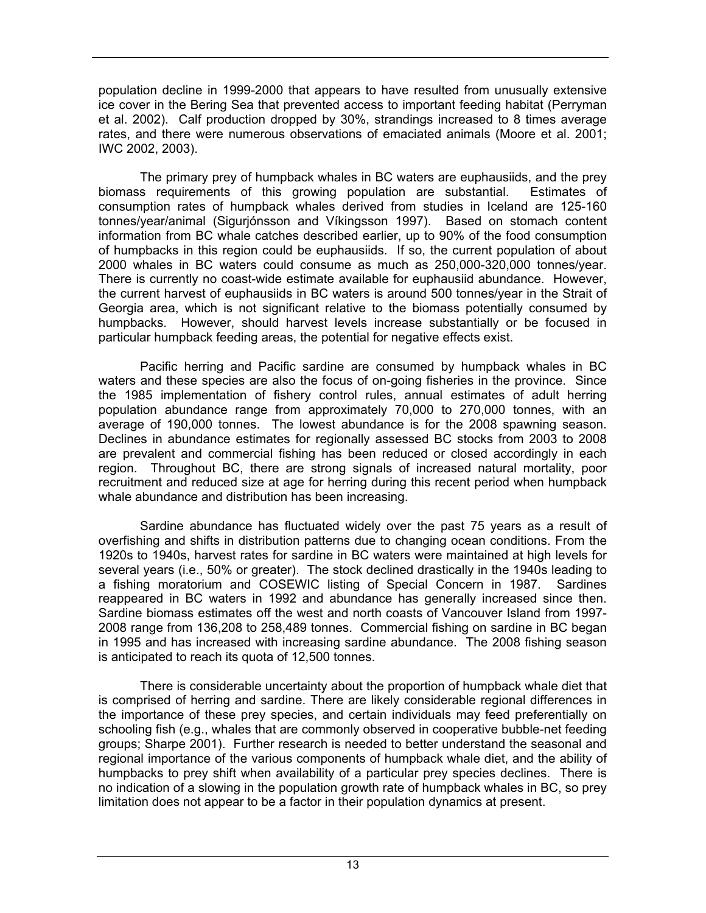population decline in 1999-2000 that appears to have resulted from unusually extensive ice cover in the Bering Sea that prevented access to important feeding habitat (Perryman et al. 2002). Calf production dropped by 30%, strandings increased to 8 times average rates, and there were numerous observations of emaciated animals (Moore et al. 2001; IWC 2002, 2003).

The primary prey of humpback whales in BC waters are euphausiids, and the prey biomass requirements of this growing population are substantial. Estimates of consumption rates of humpback whales derived from studies in Iceland are 125-160 tonnes/year/animal (Sigurjónsson and Víkingsson 1997). Based on stomach content information from BC whale catches described earlier, up to 90% of the food consumption of humpbacks in this region could be euphausiids. If so, the current population of about 2000 whales in BC waters could consume as much as 250,000-320,000 tonnes/year. There is currently no coast-wide estimate available for euphausiid abundance. However, the current harvest of euphausiids in BC waters is around 500 tonnes/year in the Strait of Georgia area, which is not significant relative to the biomass potentially consumed by humpbacks. However, should harvest levels increase substantially or be focused in particular humpback feeding areas, the potential for negative effects exist.

Pacific herring and Pacific sardine are consumed by humpback whales in BC waters and these species are also the focus of on-going fisheries in the province. Since the 1985 implementation of fishery control rules, annual estimates of adult herring population abundance range from approximately 70,000 to 270,000 tonnes, with an average of 190,000 tonnes. The lowest abundance is for the 2008 spawning season. Declines in abundance estimates for regionally assessed BC stocks from 2003 to 2008 are prevalent and commercial fishing has been reduced or closed accordingly in each region. Throughout BC, there are strong signals of increased natural mortality, poor recruitment and reduced size at age for herring during this recent period when humpback whale abundance and distribution has been increasing.

Sardine abundance has fluctuated widely over the past 75 years as a result of overfishing and shifts in distribution patterns due to changing ocean conditions. From the 1920s to 1940s, harvest rates for sardine in BC waters were maintained at high levels for several years (i.e., 50% or greater). The stock declined drastically in the 1940s leading to a fishing moratorium and COSEWIC listing of Special Concern in 1987. Sardines reappeared in BC waters in 1992 and abundance has generally increased since then. Sardine biomass estimates off the west and north coasts of Vancouver Island from 1997-2008 range from 136,208 to 258,489 tonnes. Commercial fishing on sardine in BC began in 1995 and has increased with increasing sardine abundance. The 2008 fishing season is anticipated to reach its quota of 12,500 tonnes.

There is considerable uncertainty about the proportion of humpback whale diet that is comprised of herring and sardine. There are likely considerable regional differences in the importance of these prey species, and certain individuals may feed preferentially on schooling fish (e.g., whales that are commonly observed in cooperative bubble-net feeding groups; Sharpe 2001). Further research is needed to better understand the seasonal and regional importance of the various components of humpback whale diet, and the ability of humpbacks to prey shift when availability of a particular prey species declines. There is no indication of a slowing in the population growth rate of humpback whales in BC, so prey limitation does not appear to be a factor in their population dynamics at present.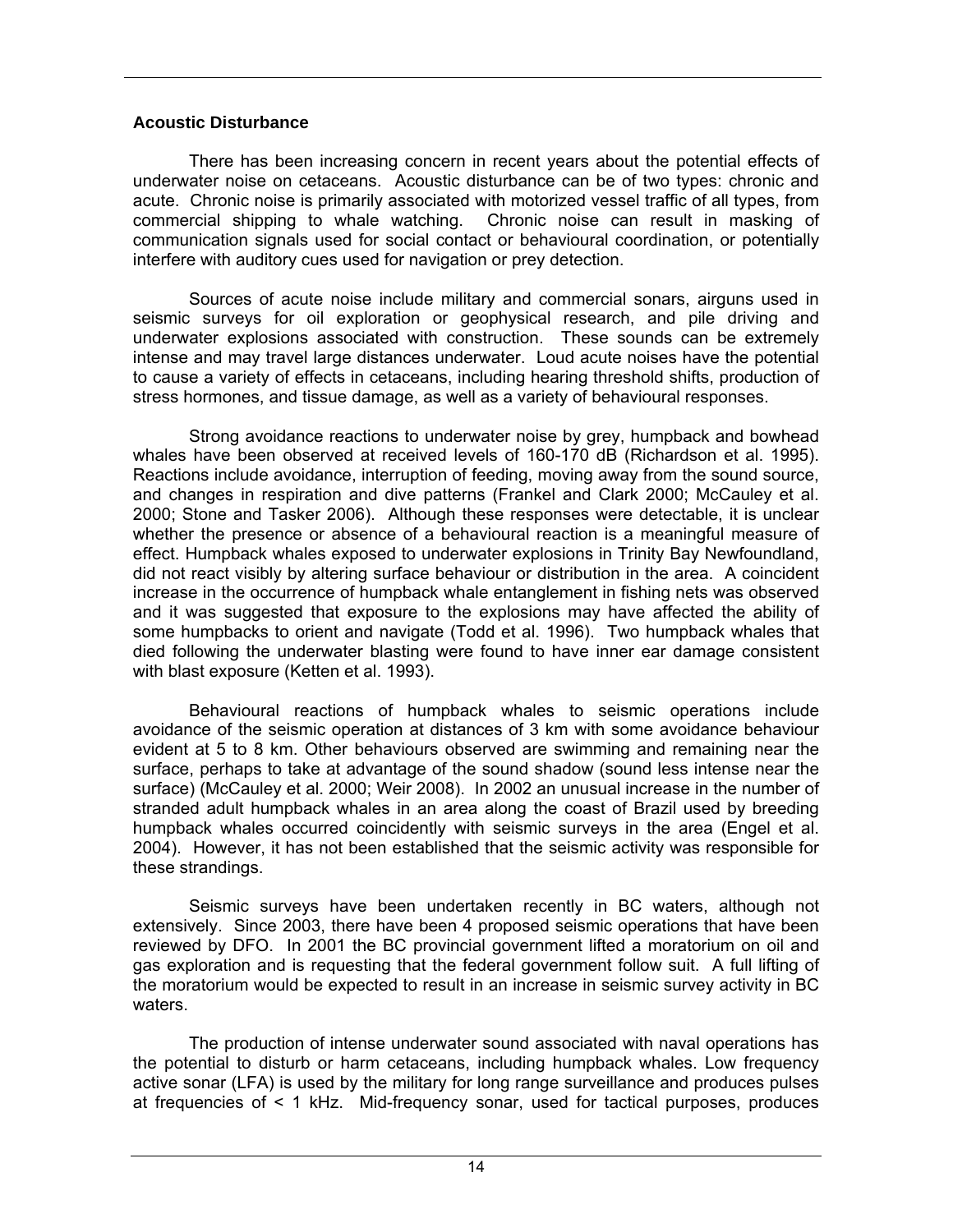### Acoustic Disturbance

There has been increasing concern in recent years about the potential effects of underwater noise on cetaceans. Acoustic disturbance can be of two types: chronic and acute. Chronic noise is primarily associated with motorized vessel traffic of all types, from commercial shipping to whale watching. Chronic noise can result in masking of communication signals used for social contact or behavioural coordination, or potentially interfere with auditory cues used for navigation or prey detection.

Sources of acute noise include military and commercial sonars, airguns used in seismic surveys for oil exploration or geophysical research, and pile driving and underwater explosions associated with construction. These sounds can be extremely intense and may travel large distances underwater. Loud acute noises have the potential to cause a variety of effects in cetaceans, including hearing threshold shifts, production of stress hormones, and tissue damage, as well as a variety of behavioural responses.

Strong avoidance reactions to underwater noise by grey, humpback and bowhead whales have been observed at received levels of 160-170 dB (Richardson et al. 1995). Reactions include avoidance, interruption of feeding, moving away from the sound source, and changes in respiration and dive patterns (Frankel and Clark 2000; McCauley et al. 2000; Stone and Tasker 2006). Although these responses were detectable, it is unclear whether the presence or absence of a behavioural reaction is a meaningful measure of effect. Humpback whales exposed to underwater explosions in Trinity Bay Newfoundland, did not react visibly by altering surface behaviour or distribution in the area. A coincident increase in the occurrence of humpback whale entanglement in fishing nets was observed and it was suggested that exposure to the explosions may have affected the ability of some humpbacks to orient and navigate (Todd et al. 1996). Two humpback whales that died following the underwater blasting were found to have inner ear damage consistent with blast exposure (Ketten et al. 1993).

Behavioural reactions of humpback whales to seismic operations include avoidance of the seismic operation at distances of 3 km with some avoidance behaviour evident at 5 to 8 km. Other behaviours observed are swimming and remaining near the surface, perhaps to take at advantage of the sound shadow (sound less intense near the surface) (McCauley et al. 2000; Weir 2008). In 2002 an unusual increase in the number of stranded adult humpback whales in an area along the coast of Brazil used by breeding humpback whales occurred coincidently with seismic surveys in the area (Engel et al. 2004). However, it has not been established that the seismic activity was responsible for these strandings.

Seismic surveys have been undertaken recently in BC waters, although not extensively. Since 2003, there have been 4 proposed seismic operations that have been reviewed by DFO. In 2001 the BC provincial government lifted a moratorium on oil and gas exploration and is requesting that the federal government follow suit. A full lifting of the moratorium would be expected to result in an increase in seismic survey activity in BC waters.

The production of intense underwater sound associated with naval operations has the potential to disturb or harm cetaceans, including humpback whales. Low frequency active sonar (LFA) is used by the military for long range surveillance and produces pulses at frequencies of < 1 kHz. Mid-frequency sonar, used for tactical purposes, produces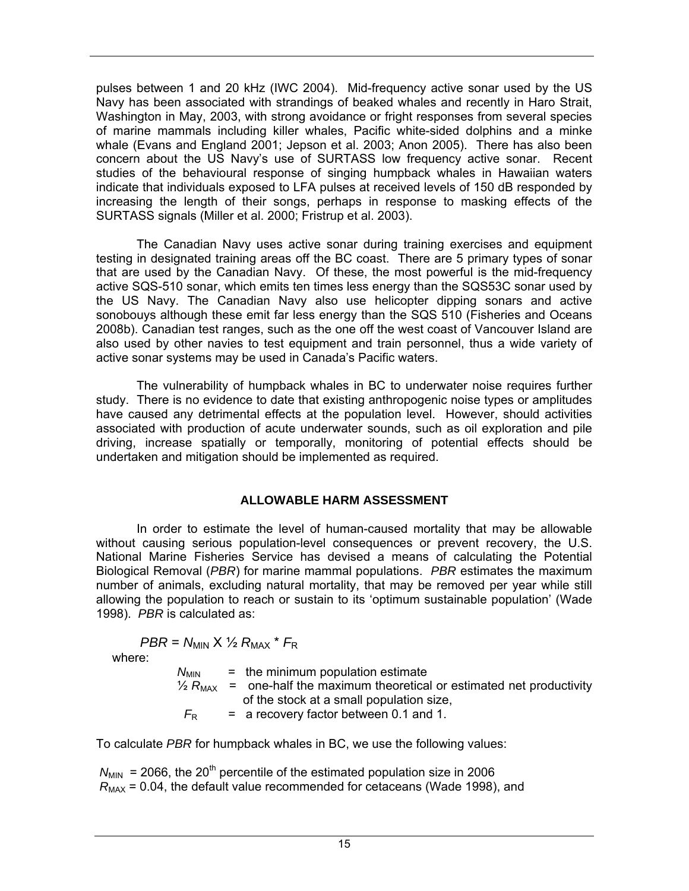pulses between 1 and 20 kHz (IWC 2004). Mid-frequency active sonar used by the US Navy has been associated with strandings of beaked whales and recently in Haro Strait, Washington in May, 2003, with strong avoidance or fright responses from several species of marine mammals including killer whales, Pacific white-sided dolphins and a minke whale (Evans and England 2001; Jepson et al. 2003; Anon 2005). There has also been concern about the US Navy's use of SURTASS low frequency active sonar. Recent studies of the behavioural response of singing humpback whales in Hawaiian waters indicate that individuals exposed to LFA pulses at received levels of 150 dB responded by increasing the length of their songs, perhaps in response to masking effects of the SURTASS signals (Miller et al. 2000; Fristrup et al. 2003).

The Canadian Navy uses active sonar during training exercises and equipment testing in designated training areas off the BC coast. There are 5 primary types of sonar that are used by the Canadian Navy. Of these, the most powerful is the mid-frequency active SQS-510 sonar, which emits ten times less energy than the SQS53C sonar used by the US Navy. The Canadian Navy also use helicopter dipping sonars and active sonobouys although these emit far less energy than the SQS 510 (Fisheries and Oceans 2008b). Canadian test ranges, such as the one off the west coast of Vancouver Island are also used by other navies to test equipment and train personnel, thus a wide variety of active sonar systems may be used in Canada's Pacific waters.

The vulnerability of humpback whales in BC to underwater noise requires further study. There is no evidence to date that existing anthropogenic noise types or amplitudes have caused any detrimental effects at the population level. However, should activities associated with production of acute underwater sounds, such as oil exploration and pile driving, increase spatially or temporally, monitoring of potential effects should be undertaken and mitigation should be implemented as required.

## ALLOWABLE HARM ASSESSMENT

In order to estimate the level of human-caused mortality that may be allowable without causing serious population-level consequences or prevent recovery, the U.S. National Marine Fisheries Service has devised a means of calculating the Potential Biological Removal (*PBR*) for marine mammal populations. *PBR* estimates the maximum number of animals, excluding natural mortality, that may be removed per year while still allowing the population to reach or sustain to its 'optimum sustainable population' (Wade 1998). *PBR* is calculated as:

$$PBR = N_{MIN} \times \tfrac{1}{2} R_{MAX} * F_R$$

where:

- $N_{MIN}$ = the minimum population estimate
- $\frac{1}{2} R_{MAX}$ = one-half the maximum theoretical or estimated net productivity of the stock at a small population size,
- $F_R$ = a recovery factor between 0.1 and 1.

To calculate *PBR* for humpback whales in BC, we use the following values:

$N_{MIN}$ = 2066, the 20th percentile of the estimated population size in 2006
$R_{MAX}$ = 0.04, the default value recommended for cetaceans (Wade 1998), and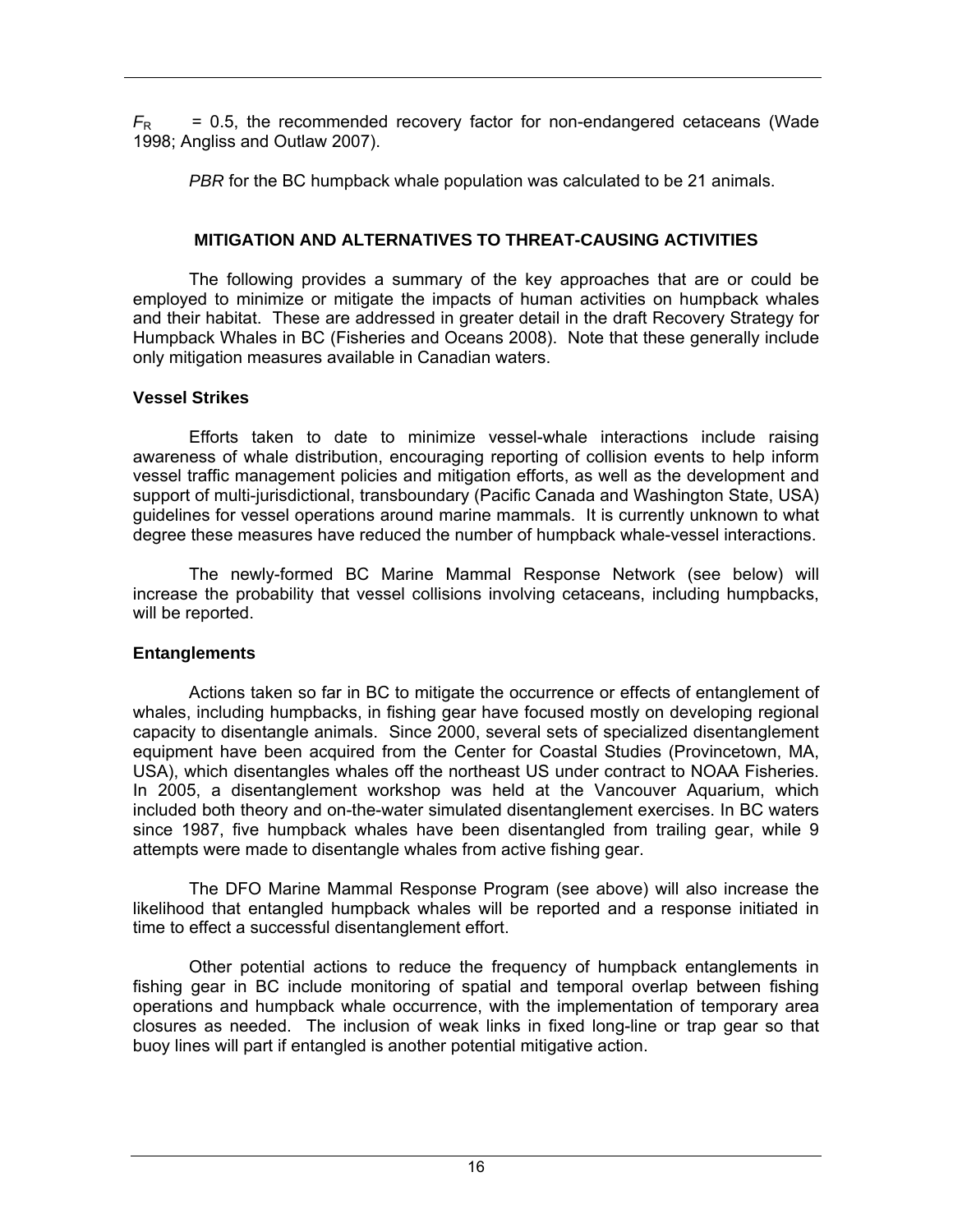$F_R$ = 0.5, the recommended recovery factor for non-endangered cetaceans (Wade 1998; Angliss and Outlaw 2007).

*PBR* for the BC humpback whale population was calculated to be 21 animals.

## MITIGATION AND ALTERNATIVES TO THREAT-CAUSING ACTIVITIES

The following provides a summary of the key approaches that are or could be employed to minimize or mitigate the impacts of human activities on humpback whales and their habitat. These are addressed in greater detail in the draft Recovery Strategy for Humpback Whales in BC (Fisheries and Oceans 2008). Note that these generally include only mitigation measures available in Canadian waters.

### Vessel Strikes

Efforts taken to date to minimize vessel-whale interactions include raising awareness of whale distribution, encouraging reporting of collision events to help inform vessel traffic management policies and mitigation efforts, as well as the development and support of multi-jurisdictional, transboundary (Pacific Canada and Washington State, USA) guidelines for vessel operations around marine mammals. It is currently unknown to what degree these measures have reduced the number of humpback whale-vessel interactions.

The newly-formed BC Marine Mammal Response Network (see below) will increase the probability that vessel collisions involving cetaceans, including humpbacks, will be reported.

### Entanglements

Actions taken so far in BC to mitigate the occurrence or effects of entanglement of whales, including humpbacks, in fishing gear have focused mostly on developing regional capacity to disentangle animals. Since 2000, several sets of specialized disentanglement equipment have been acquired from the Center for Coastal Studies (Provincetown, MA, USA), which disentangles whales off the northeast US under contract to NOAA Fisheries. In 2005, a disentanglement workshop was held at the Vancouver Aquarium, which included both theory and on-the-water simulated disentanglement exercises. In BC waters since 1987, five humpback whales have been disentangled from trailing gear, while 9 attempts were made to disentangle whales from active fishing gear.

The DFO Marine Mammal Response Program (see above) will also increase the likelihood that entangled humpback whales will be reported and a response initiated in time to effect a successful disentanglement effort.

Other potential actions to reduce the frequency of humpback entanglements in fishing gear in BC include monitoring of spatial and temporal overlap between fishing operations and humpback whale occurrence, with the implementation of temporary area closures as needed. The inclusion of weak links in fixed long-line or trap gear so that buoy lines will part if entangled is another potential mitigative action.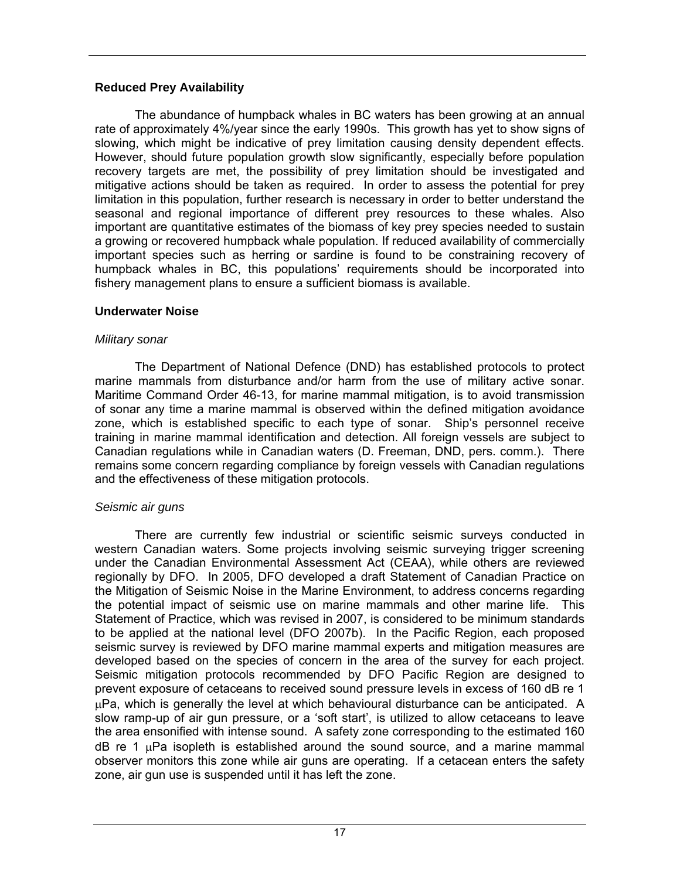### Reduced Prey Availability

The abundance of humpback whales in BC waters has been growing at an annual rate of approximately 4%/year since the early 1990s. This growth has yet to show signs of slowing, which might be indicative of prey limitation causing density dependent effects. However, should future population growth slow significantly, especially before population recovery targets are met, the possibility of prey limitation should be investigated and mitigative actions should be taken as required. In order to assess the potential for prey limitation in this population, further research is necessary in order to better understand the seasonal and regional importance of different prey resources to these whales. Also important are quantitative estimates of the biomass of key prey species needed to sustain a growing or recovered humpback whale population. If reduced availability of commercially important species such as herring or sardine is found to be constraining recovery of humpback whales in BC, this populations' requirements should be incorporated into fishery management plans to ensure a sufficient biomass is available.

### Underwater Noise

*Military sonar*

The Department of National Defence (DND) has established protocols to protect marine mammals from disturbance and/or harm from the use of military active sonar. Maritime Command Order 46-13, for marine mammal mitigation, is to avoid transmission of sonar any time a marine mammal is observed within the defined mitigation avoidance zone, which is established specific to each type of sonar. Ship's personnel receive training in marine mammal identification and detection. All foreign vessels are subject to Canadian regulations while in Canadian waters (D. Freeman, DND, pers. comm.). There remains some concern regarding compliance by foreign vessels with Canadian regulations and the effectiveness of these mitigation protocols.

*Seismic air guns*

There are currently few industrial or scientific seismic surveys conducted in western Canadian waters. Some projects involving seismic surveying trigger screening under the Canadian Environmental Assessment Act (CEAA), while others are reviewed regionally by DFO. In 2005, DFO developed a draft Statement of Canadian Practice on the Mitigation of Seismic Noise in the Marine Environment, to address concerns regarding the potential impact of seismic use on marine mammals and other marine life. This Statement of Practice, which was revised in 2007, is considered to be minimum standards to be applied at the national level (DFO 2007b). In the Pacific Region, each proposed seismic survey is reviewed by DFO marine mammal experts and mitigation measures are developed based on the species of concern in the area of the survey for each project. Seismic mitigation protocols recommended by DFO Pacific Region are designed to prevent exposure of cetaceans to received sound pressure levels in excess of 160 dB re 1 μPa, which is generally the level at which behavioural disturbance can be anticipated. A slow ramp-up of air gun pressure, or a 'soft start', is utilized to allow cetaceans to leave the area ensonified with intense sound. A safety zone corresponding to the estimated 160 dB re 1 μPa isopleth is established around the sound source, and a marine mammal observer monitors this zone while air guns are operating. If a cetacean enters the safety zone, air gun use is suspended until it has left the zone.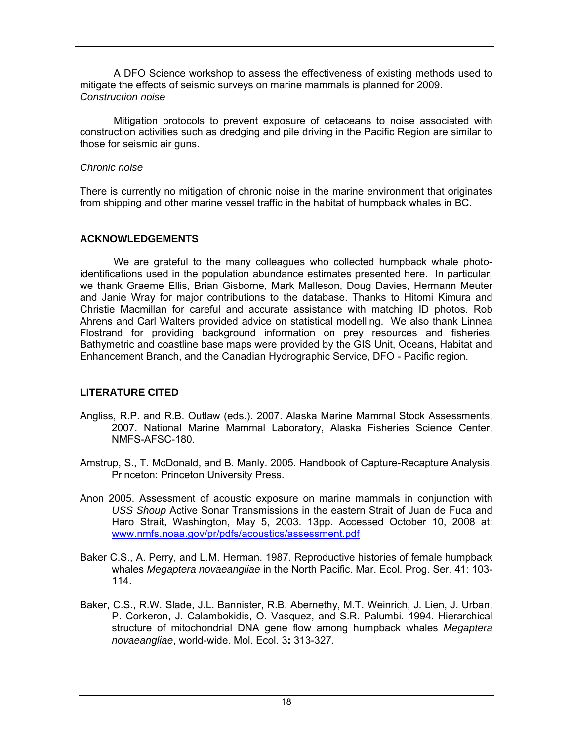A DFO Science workshop to assess the effectiveness of existing methods used to mitigate the effects of seismic surveys on marine mammals is planned for 2009.

*Construction noise*

Mitigation protocols to prevent exposure of cetaceans to noise associated with construction activities such as dredging and pile driving in the Pacific Region are similar to those for seismic air guns.

*Chronic noise*

There is currently no mitigation of chronic noise in the marine environment that originates from shipping and other marine vessel traffic in the habitat of humpback whales in BC.

## ACKNOWLEDGEMENTS

We are grateful to the many colleagues who collected humpback whale photo-identifications used in the population abundance estimates presented here. In particular, we thank Graeme Ellis, Brian Gisborne, Mark Malleson, Doug Davies, Hermann Meuter and Janie Wray for major contributions to the database. Thanks to Hitomi Kimura and Christie Macmillan for careful and accurate assistance with matching ID photos. Rob Ahrens and Carl Walters provided advice on statistical modelling. We also thank Linnea Flostrand for providing background information on prey resources and fisheries. Bathymetric and coastline base maps were provided by the GIS Unit, Oceans, Habitat and Enhancement Branch, and the Canadian Hydrographic Service, DFO - Pacific region.

## LITERATURE CITED

Angliss, R.P. and R.B. Outlaw (eds.). 2007. Alaska Marine Mammal Stock Assessments, 2007. National Marine Mammal Laboratory, Alaska Fisheries Science Center, NMFS-AFSC-180.

Amstrup, S., T. McDonald, and B. Manly. 2005. Handbook of Capture-Recapture Analysis. Princeton: Princeton University Press.

Anon 2005. Assessment of acoustic exposure on marine mammals in conjunction with *USS Shoup* Active Sonar Transmissions in the eastern Strait of Juan de Fuca and Haro Strait, Washington, May 5, 2003. 13pp. Accessed October 10, 2008 at: www.nmfs.noaa.gov/pr/pdfs/acoustics/assessment.pdf

Baker C.S., A. Perry, and L.M. Herman. 1987. Reproductive histories of female humpback whales *Megaptera novaeangliae* in the North Pacific. Mar. Ecol. Prog. Ser. 41: 103-114.

Baker, C.S., R.W. Slade, J.L. Bannister, R.B. Abernethy, M.T. Weinrich, J. Lien, J. Urban, P. Corkeron, J. Calambokidis, O. Vasquez, and S.R. Palumbi. 1994. Hierarchical structure of mitochondrial DNA gene flow among humpback whales *Megaptera novaeangliae*, world-wide. Mol. Ecol. 3**:** 313-327.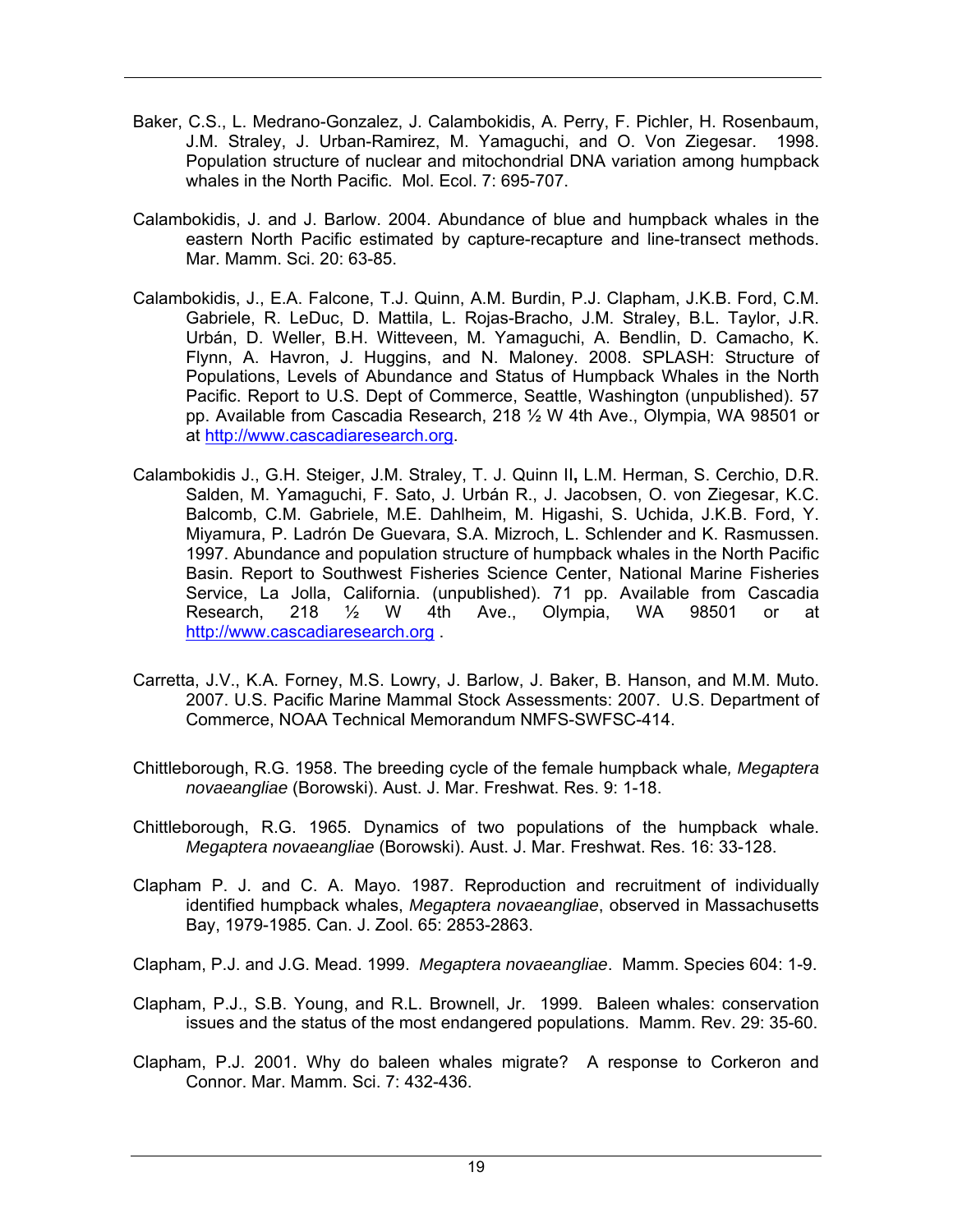Baker, C.S., L. Medrano-Gonzalez, J. Calambokidis, A. Perry, F. Pichler, H. Rosenbaum, J.M. Straley, J. Urban-Ramirez, M. Yamaguchi, and O. Von Ziegesar. 1998. Population structure of nuclear and mitochondrial DNA variation among humpback whales in the North Pacific. Mol. Ecol. 7: 695-707.

Calambokidis, J. and J. Barlow. 2004. Abundance of blue and humpback whales in the eastern North Pacific estimated by capture-recapture and line-transect methods. Mar. Mamm. Sci. 20: 63-85.

Calambokidis, J., E.A. Falcone, T.J. Quinn, A.M. Burdin, P.J. Clapham, J.K.B. Ford, C.M. Gabriele, R. LeDuc, D. Mattila, L. Rojas-Bracho, J.M. Straley, B.L. Taylor, J.R. Urbán, D. Weller, B.H. Witteveen, M. Yamaguchi, A. Bendlin, D. Camacho, K. Flynn, A. Havron, J. Huggins, and N. Maloney. 2008. SPLASH: Structure of Populations, Levels of Abundance and Status of Humpback Whales in the North Pacific. Report to U.S. Dept of Commerce, Seattle, Washington (unpublished). 57 pp. Available from Cascadia Research, 218 ½ W 4th Ave., Olympia, WA 98501 or at http://www.cascadiaresearch.org.

Calambokidis J., G.H. Steiger, J.M. Straley, T. J. Quinn II**,** L.M. Herman, S. Cerchio, D.R. Salden, M. Yamaguchi, F. Sato, J. Urbán R., J. Jacobsen, O. von Ziegesar, K.C. Balcomb, C.M. Gabriele, M.E. Dahlheim, M. Higashi, S. Uchida, J.K.B. Ford, Y. Miyamura, P. Ladrón De Guevara, S.A. Mizroch, L. Schlender and K. Rasmussen. 1997. Abundance and population structure of humpback whales in the North Pacific Basin. Report to Southwest Fisheries Science Center, National Marine Fisheries Service, La Jolla, California. (unpublished). 71 pp. Available from Cascadia Research, 218 ½ W 4th Ave., Olympia, WA 98501 or at http://www.cascadiaresearch.org .

Carretta, J.V., K.A. Forney, M.S. Lowry, J. Barlow, J. Baker, B. Hanson, and M.M. Muto. 2007. U.S. Pacific Marine Mammal Stock Assessments: 2007. U.S. Department of Commerce, NOAA Technical Memorandum NMFS-SWFSC-414.

Chittleborough, R.G. 1958. The breeding cycle of the female humpback whale*, Megaptera novaeangliae* (Borowski). Aust. J. Mar. Freshwat. Res. 9: 1-18.

Chittleborough, R.G. 1965. Dynamics of two populations of the humpback whale. *Megaptera novaeangliae* (Borowski). Aust. J. Mar. Freshwat. Res. 16: 33-128.

Clapham P. J. and C. A. Mayo. 1987. Reproduction and recruitment of individually identified humpback whales, *Megaptera novaeangliae*, observed in Massachusetts Bay, 1979-1985. Can. J. Zool. 65: 2853-2863.

Clapham, P.J. and J.G. Mead. 1999. *Megaptera novaeangliae*. Mamm. Species 604: 1-9.

Clapham, P.J., S.B. Young, and R.L. Brownell, Jr. 1999. Baleen whales: conservation issues and the status of the most endangered populations. Mamm. Rev. 29: 35-60.

Clapham, P.J. 2001. Why do baleen whales migrate? A response to Corkeron and Connor. Mar. Mamm. Sci. 7: 432-436.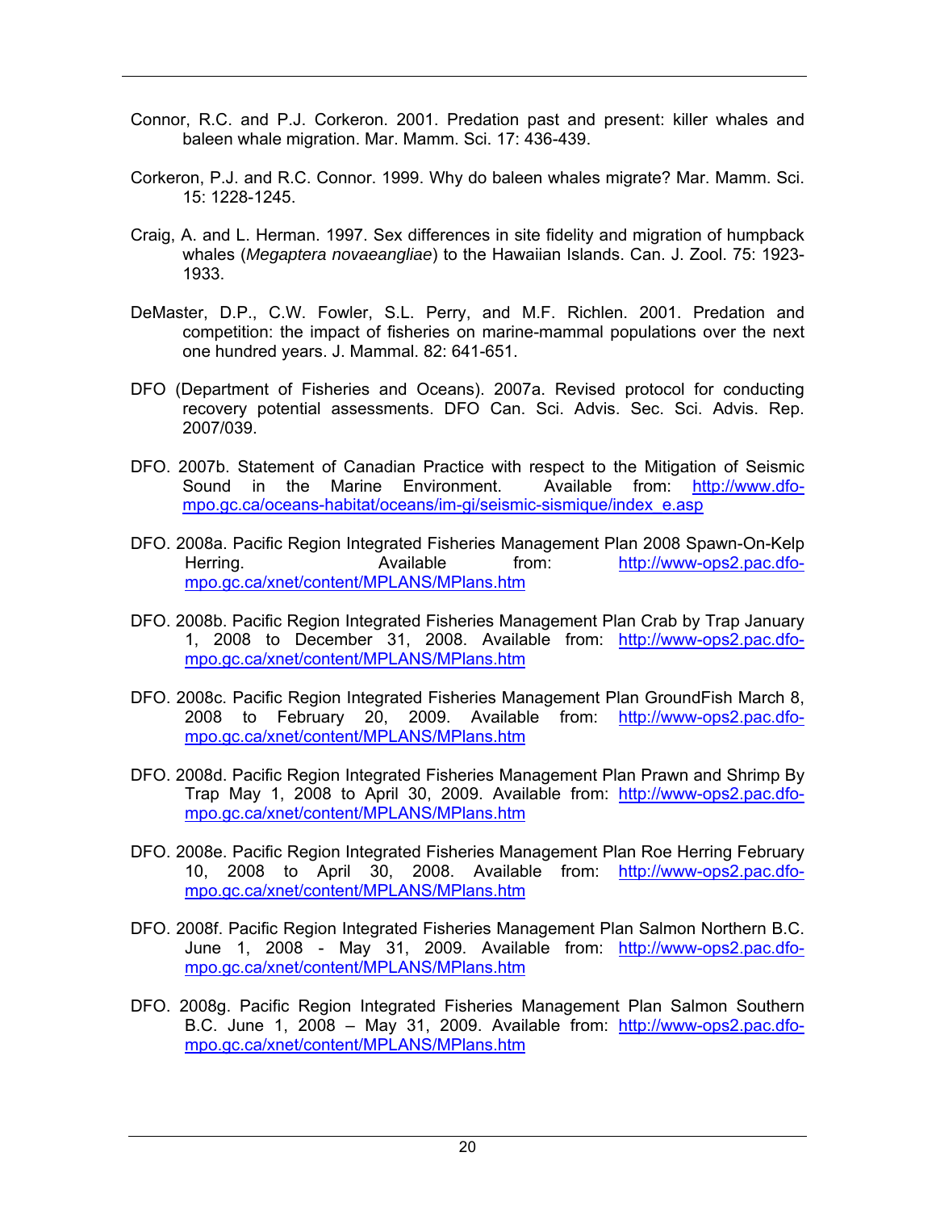Connor, R.C. and P.J. Corkeron. 2001. Predation past and present: killer whales and baleen whale migration. Mar. Mamm. Sci. 17: 436-439.

Corkeron, P.J. and R.C. Connor. 1999. Why do baleen whales migrate? Mar. Mamm. Sci. 15: 1228-1245.

Craig, A. and L. Herman. 1997. Sex differences in site fidelity and migration of humpback whales (*Megaptera novaeangliae*) to the Hawaiian Islands. Can. J. Zool. 75: 1923-1933.

DeMaster, D.P., C.W. Fowler, S.L. Perry, and M.F. Richlen. 2001. Predation and competition: the impact of fisheries on marine-mammal populations over the next one hundred years. J. Mammal. 82: 641-651.

DFO (Department of Fisheries and Oceans). 2007a. Revised protocol for conducting recovery potential assessments. DFO Can. Sci. Advis. Sec. Sci. Advis. Rep. 2007/039.

DFO. 2007b. Statement of Canadian Practice with respect to the Mitigation of Seismic Sound in the Marine Environment. Available from: http://www.dfo-mpo.gc.ca/oceans-habitat/oceans/im-gi/seismic-sismique/index_e.asp

DFO. 2008a. Pacific Region Integrated Fisheries Management Plan 2008 Spawn-On-Kelp Herring. Available from: http://www-ops2.pac.dfo-mpo.gc.ca/xnet/content/MPLANS/MPlans.htm

DFO. 2008b. Pacific Region Integrated Fisheries Management Plan Crab by Trap January 1, 2008 to December 31, 2008. Available from: http://www-ops2.pac.dfo-mpo.gc.ca/xnet/content/MPLANS/MPlans.htm

DFO. 2008c. Pacific Region Integrated Fisheries Management Plan GroundFish March 8, 2008 to February 20, 2009. Available from: http://www-ops2.pac.dfo-mpo.gc.ca/xnet/content/MPLANS/MPlans.htm

DFO. 2008d. Pacific Region Integrated Fisheries Management Plan Prawn and Shrimp By Trap May 1, 2008 to April 30, 2009. Available from: http://www-ops2.pac.dfo-mpo.gc.ca/xnet/content/MPLANS/MPlans.htm

DFO. 2008e. Pacific Region Integrated Fisheries Management Plan Roe Herring February 10, 2008 to April 30, 2008. Available from: http://www-ops2.pac.dfo-mpo.gc.ca/xnet/content/MPLANS/MPlans.htm

DFO. 2008f. Pacific Region Integrated Fisheries Management Plan Salmon Northern B.C. June 1, 2008 - May 31, 2009. Available from: http://www-ops2.pac.dfo-mpo.gc.ca/xnet/content/MPLANS/MPlans.htm

DFO. 2008g. Pacific Region Integrated Fisheries Management Plan Salmon Southern B.C. June 1, 2008 – May 31, 2009. Available from: http://www-ops2.pac.dfo-mpo.gc.ca/xnet/content/MPLANS/MPlans.htm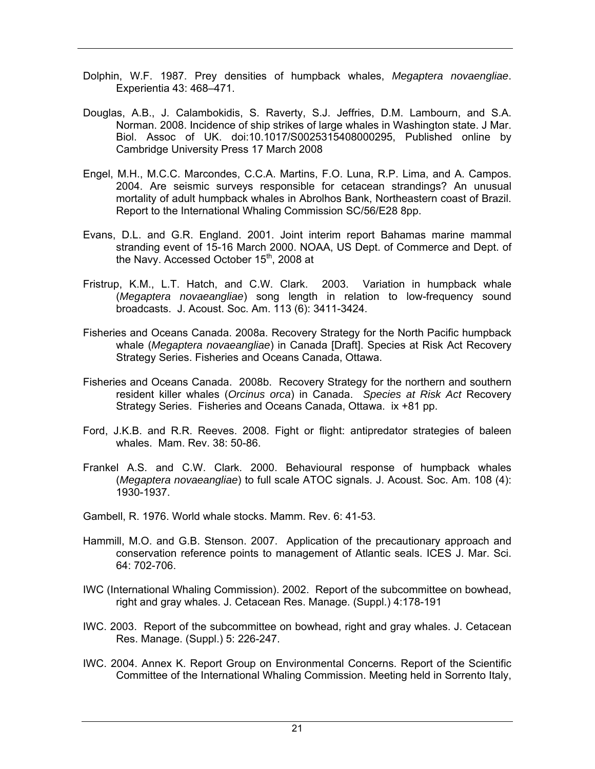Dolphin, W.F. 1987. Prey densities of humpback whales, *Megaptera novaengliae*. Experientia 43: 468–471.

Douglas, A.B., J. Calambokidis, S. Raverty, S.J. Jeffries, D.M. Lambourn, and S.A. Norman. 2008. Incidence of ship strikes of large whales in Washington state. J Mar. Biol. Assoc of UK. doi:10.1017/S0025315408000295, Published online by Cambridge University Press 17 March 2008

Engel, M.H., M.C.C. Marcondes, C.C.A. Martins, F.O. Luna, R.P. Lima, and A. Campos. 2004. Are seismic surveys responsible for cetacean strandings? An unusual mortality of adult humpback whales in Abrolhos Bank, Northeastern coast of Brazil. Report to the International Whaling Commission SC/56/E28 8pp.

Evans, D.L. and G.R. England. 2001. Joint interim report Bahamas marine mammal stranding event of 15-16 March 2000. NOAA, US Dept. of Commerce and Dept. of the Navy. Accessed October 15th, 2008 at

Fristrup, K.M., L.T. Hatch, and C.W. Clark. 2003. Variation in humpback whale (*Megaptera novaeangliae*) song length in relation to low-frequency sound broadcasts. J. Acoust. Soc. Am. 113 (6): 3411-3424.

Fisheries and Oceans Canada. 2008a. Recovery Strategy for the North Pacific humpback whale (*Megaptera novaeangliae*) in Canada [Draft]. Species at Risk Act Recovery Strategy Series. Fisheries and Oceans Canada, Ottawa.

Fisheries and Oceans Canada. 2008b. Recovery Strategy for the northern and southern resident killer whales (*Orcinus orca*) in Canada. *Species at Risk Act* Recovery Strategy Series. Fisheries and Oceans Canada, Ottawa. ix +81 pp.

Ford, J.K.B. and R.R. Reeves. 2008. Fight or flight: antipredator strategies of baleen whales. Mam. Rev. 38: 50-86.

Frankel A.S. and C.W. Clark. 2000. Behavioural response of humpback whales (*Megaptera novaeangliae*) to full scale ATOC signals. J. Acoust. Soc. Am. 108 (4): 1930-1937.

Gambell, R. 1976. World whale stocks. Mamm. Rev. 6: 41-53.

Hammill, M.O. and G.B. Stenson. 2007. Application of the precautionary approach and conservation reference points to management of Atlantic seals. ICES J. Mar. Sci. 64: 702-706.

IWC (International Whaling Commission). 2002. Report of the subcommittee on bowhead, right and gray whales. J. Cetacean Res. Manage. (Suppl.) 4:178-191

IWC. 2003. Report of the subcommittee on bowhead, right and gray whales. J. Cetacean Res. Manage. (Suppl.) 5: 226-247.

IWC. 2004. Annex K. Report Group on Environmental Concerns. Report of the Scientific Committee of the International Whaling Commission. Meeting held in Sorrento Italy,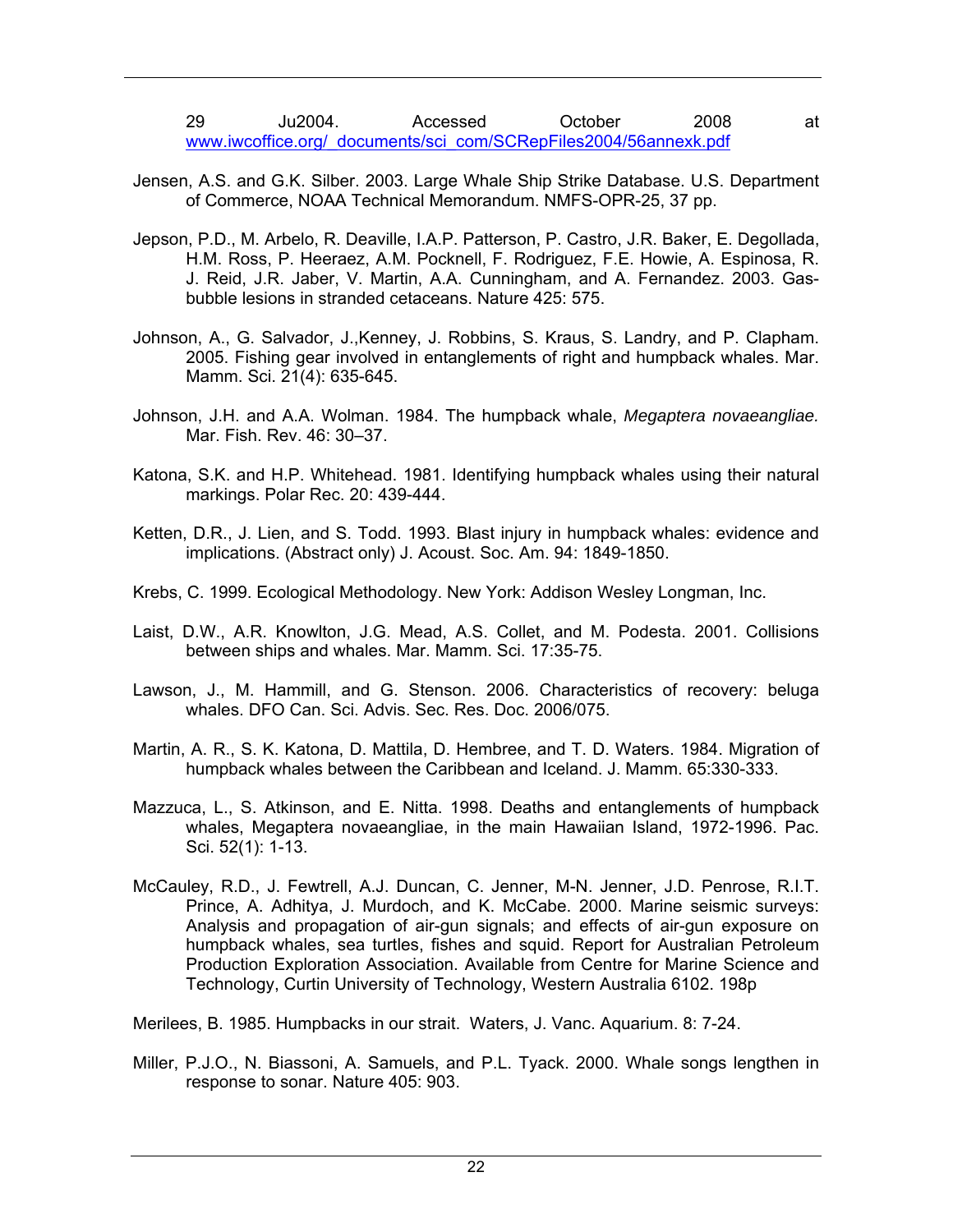29 Ju2004. Accessed October 2008 at www.iwcoffice.org/_documents/sci_com/SCRepFiles2004/56annexk.pdf

Jensen, A.S. and G.K. Silber. 2003. Large Whale Ship Strike Database. U.S. Department of Commerce, NOAA Technical Memorandum. NMFS-OPR-25, 37 pp.

Jepson, P.D., M. Arbelo, R. Deaville, I.A.P. Patterson, P. Castro, J.R. Baker, E. Degollada, H.M. Ross, P. Heeraez, A.M. Pocknell, F. Rodriguez, F.E. Howie, A. Espinosa, R. J. Reid, J.R. Jaber, V. Martin, A.A. Cunningham, and A. Fernandez. 2003. Gas-bubble lesions in stranded cetaceans. Nature 425: 575.

Johnson, A., G. Salvador, J.,Kenney, J. Robbins, S. Kraus, S. Landry, and P. Clapham. 2005. Fishing gear involved in entanglements of right and humpback whales. Mar. Mamm. Sci. 21(4): 635-645.

Johnson, J.H. and A.A. Wolman. 1984. The humpback whale, *Megaptera novaeangliae.* Mar. Fish. Rev. 46: 30–37.

Katona, S.K. and H.P. Whitehead. 1981. Identifying humpback whales using their natural markings. Polar Rec. 20: 439-444.

Ketten, D.R., J. Lien, and S. Todd. 1993. Blast injury in humpback whales: evidence and implications. (Abstract only) J. Acoust. Soc. Am. 94: 1849-1850.

Krebs, C. 1999. Ecological Methodology. New York: Addison Wesley Longman, Inc.

Laist, D.W., A.R. Knowlton, J.G. Mead, A.S. Collet, and M. Podesta. 2001. Collisions between ships and whales. Mar. Mamm. Sci. 17:35-75.

Lawson, J., M. Hammill, and G. Stenson. 2006. Characteristics of recovery: beluga whales. DFO Can. Sci. Advis. Sec. Res. Doc. 2006/075.

Martin, A. R., S. K. Katona, D. Mattila, D. Hembree, and T. D. Waters. 1984. Migration of humpback whales between the Caribbean and Iceland. J. Mamm. 65:330-333.

Mazzuca, L., S. Atkinson, and E. Nitta. 1998. Deaths and entanglements of humpback whales, Megaptera novaeangliae, in the main Hawaiian Island, 1972-1996. Pac. Sci. 52(1): 1-13.

McCauley, R.D., J. Fewtrell, A.J. Duncan, C. Jenner, M-N. Jenner, J.D. Penrose, R.I.T. Prince, A. Adhitya, J. Murdoch, and K. McCabe. 2000. Marine seismic surveys: Analysis and propagation of air-gun signals; and effects of air-gun exposure on humpback whales, sea turtles, fishes and squid. Report for Australian Petroleum Production Exploration Association. Available from Centre for Marine Science and Technology, Curtin University of Technology, Western Australia 6102. 198p

Merilees, B. 1985. Humpbacks in our strait. Waters, J. Vanc. Aquarium. 8: 7-24.

Miller, P.J.O., N. Biassoni, A. Samuels, and P.L. Tyack. 2000. Whale songs lengthen in response to sonar. Nature 405: 903.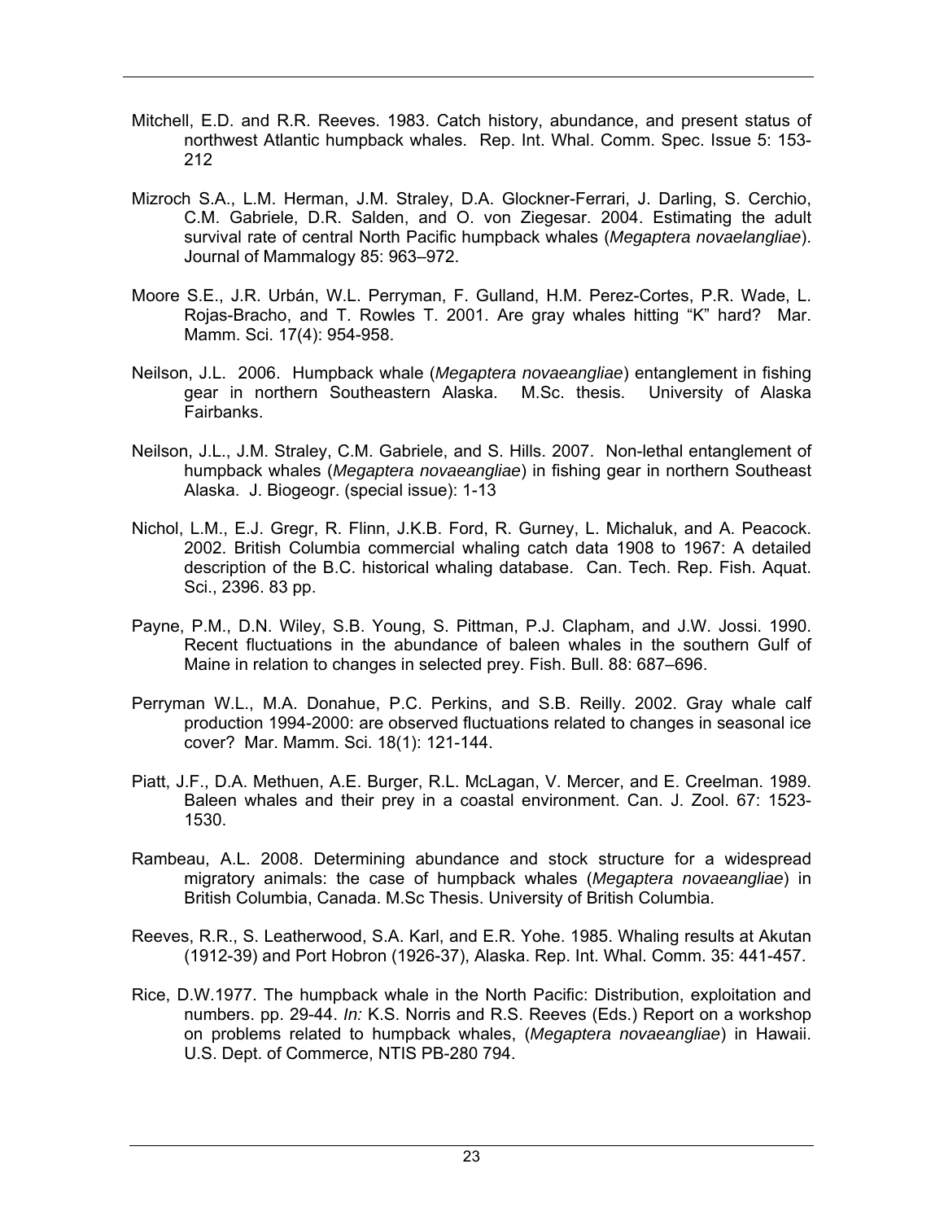Mitchell, E.D. and R.R. Reeves. 1983. Catch history, abundance, and present status of northwest Atlantic humpback whales. Rep. Int. Whal. Comm. Spec. Issue 5: 153-212

Mizroch S.A., L.M. Herman, J.M. Straley, D.A. Glockner-Ferrari, J. Darling, S. Cerchio, C.M. Gabriele, D.R. Salden, and O. von Ziegesar. 2004. Estimating the adult survival rate of central North Pacific humpback whales (*Megaptera novaelangliae*). Journal of Mammalogy 85: 963–972.

Moore S.E., J.R. Urbán, W.L. Perryman, F. Gulland, H.M. Perez-Cortes, P.R. Wade, L. Rojas-Bracho, and T. Rowles T. 2001. Are gray whales hitting "K" hard? Mar. Mamm. Sci. 17(4): 954-958.

Neilson, J.L. 2006. Humpback whale (*Megaptera novaeangliae*) entanglement in fishing gear in northern Southeastern Alaska. M.Sc. thesis. University of Alaska Fairbanks.

Neilson, J.L., J.M. Straley, C.M. Gabriele, and S. Hills. 2007. Non-lethal entanglement of humpback whales (*Megaptera novaeangliae*) in fishing gear in northern Southeast Alaska. J. Biogeogr. (special issue): 1-13

Nichol, L.M., E.J. Gregr, R. Flinn, J.K.B. Ford, R. Gurney, L. Michaluk, and A. Peacock. 2002. British Columbia commercial whaling catch data 1908 to 1967: A detailed description of the B.C. historical whaling database. Can. Tech. Rep. Fish. Aquat. Sci., 2396. 83 pp.

Payne, P.M., D.N. Wiley, S.B. Young, S. Pittman, P.J. Clapham, and J.W. Jossi. 1990. Recent fluctuations in the abundance of baleen whales in the southern Gulf of Maine in relation to changes in selected prey. Fish. Bull. 88: 687–696.

Perryman W.L., M.A. Donahue, P.C. Perkins, and S.B. Reilly. 2002. Gray whale calf production 1994-2000: are observed fluctuations related to changes in seasonal ice cover? Mar. Mamm. Sci. 18(1): 121-144.

Piatt, J.F., D.A. Methuen, A.E. Burger, R.L. McLagan, V. Mercer, and E. Creelman. 1989. Baleen whales and their prey in a coastal environment. Can. J. Zool. 67: 1523-1530.

Rambeau, A.L. 2008. Determining abundance and stock structure for a widespread migratory animals: the case of humpback whales (*Megaptera novaeangliae*) in British Columbia, Canada. M.Sc Thesis. University of British Columbia.

Reeves, R.R., S. Leatherwood, S.A. Karl, and E.R. Yohe. 1985. Whaling results at Akutan (1912-39) and Port Hobron (1926-37), Alaska. Rep. Int. Whal. Comm. 35: 441-457.

Rice, D.W.1977. The humpback whale in the North Pacific: Distribution, exploitation and numbers. pp. 29-44. *In:* K.S. Norris and R.S. Reeves (Eds.) Report on a workshop on problems related to humpback whales, (*Megaptera novaeangliae*) in Hawaii. U.S. Dept. of Commerce, NTIS PB-280 794.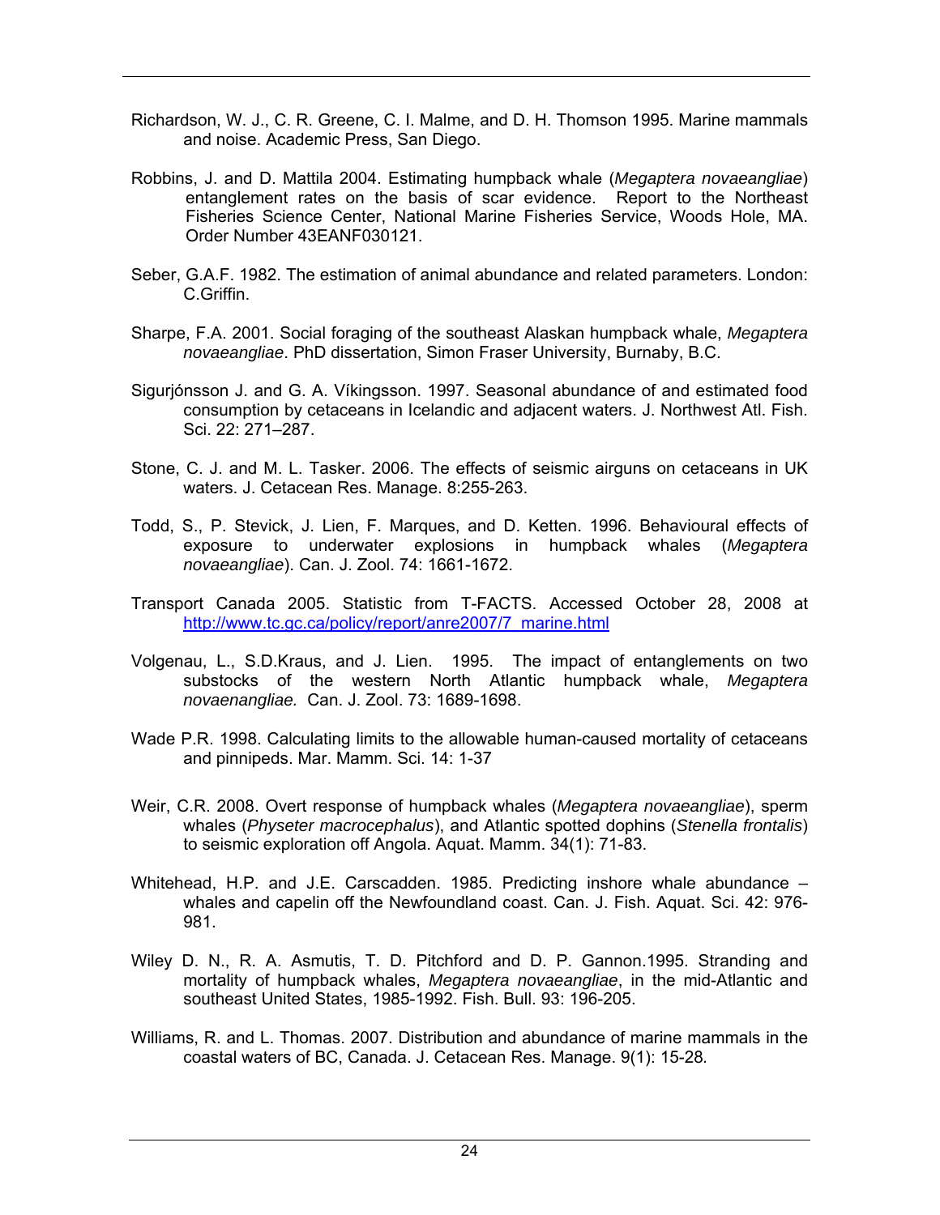Richardson, W. J., C. R. Greene, C. I. Malme, and D. H. Thomson 1995. Marine mammals and noise. Academic Press, San Diego.

Robbins, J. and D. Mattila 2004. Estimating humpback whale (*Megaptera novaeangliae*) entanglement rates on the basis of scar evidence. Report to the Northeast Fisheries Science Center, National Marine Fisheries Service, Woods Hole, MA. Order Number 43EANF030121.

Seber, G.A.F. 1982. The estimation of animal abundance and related parameters. London: C.Griffin.

Sharpe, F.A. 2001. Social foraging of the southeast Alaskan humpback whale, *Megaptera novaeangliae*. PhD dissertation, Simon Fraser University, Burnaby, B.C.

Sigurjónsson J. and G. A. Víkingsson. 1997. Seasonal abundance of and estimated food consumption by cetaceans in Icelandic and adjacent waters. J. Northwest Atl. Fish. Sci. 22: 271–287.

Stone, C. J. and M. L. Tasker. 2006. The effects of seismic airguns on cetaceans in UK waters. J. Cetacean Res. Manage. 8:255-263.

Todd, S., P. Stevick, J. Lien, F. Marques, and D. Ketten. 1996. Behavioural effects of exposure to underwater explosions in humpback whales (*Megaptera novaeangliae*). Can. J. Zool. 74: 1661-1672.

Transport Canada 2005. Statistic from T-FACTS. Accessed October 28, 2008 at http://www.tc.gc.ca/policy/report/anre2007/7_marine.html

Volgenau, L., S.D.Kraus, and J. Lien. 1995. The impact of entanglements on two substocks of the western North Atlantic humpback whale, *Megaptera novaenangliae.* Can. J. Zool. 73: 1689-1698.

Wade P.R. 1998. Calculating limits to the allowable human-caused mortality of cetaceans and pinnipeds. Mar. Mamm. Sci. 14: 1-37

Weir, C.R. 2008. Overt response of humpback whales (*Megaptera novaeangliae*), sperm whales (*Physeter macrocephalus*), and Atlantic spotted dophins (*Stenella frontalis*) to seismic exploration off Angola. Aquat. Mamm. 34(1): 71-83.

Whitehead, H.P. and J.E. Carscadden. 1985. Predicting inshore whale abundance – whales and capelin off the Newfoundland coast. Can. J. Fish. Aquat. Sci. 42: 976-981.

Wiley D. N., R. A. Asmutis, T. D. Pitchford and D. P. Gannon.1995. Stranding and mortality of humpback whales, *Megaptera novaeangliae*, in the mid-Atlantic and southeast United States, 1985-1992. Fish. Bull. 93: 196-205.

Williams, R. and L. Thomas. 2007. Distribution and abundance of marine mammals in the coastal waters of BC, Canada. J. Cetacean Res. Manage. 9(1): 15-28*.*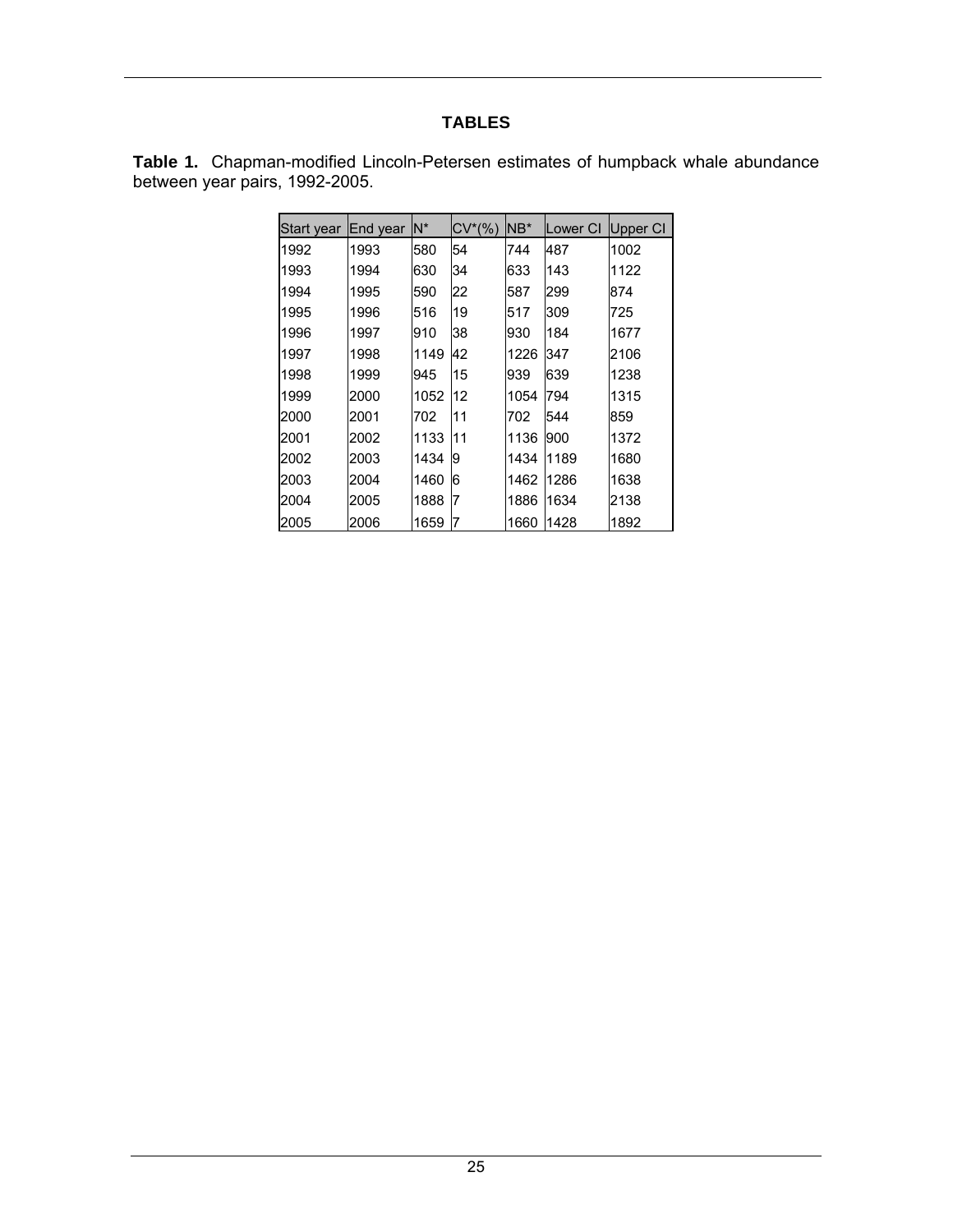## TABLES

**Table 1.** Chapman-modified Lincoln-Petersen estimates of humpback whale abundance between year pairs, 1992-2005.

| Start year | End year | N* | CV*(%) | NB* | Lower CI | Upper CI |
|---|---|---|---|---|---|---|
| 1992 | 1993 | 580 | 54 | 744 | 487 | 1002 |
| 1993 | 1994 | 630 | 34 | 633 | 143 | 1122 |
| 1994 | 1995 | 590 | 22 | 587 | 299 | 874 |
| 1995 | 1996 | 516 | 19 | 517 | 309 | 725 |
| 1996 | 1997 | 910 | 38 | 930 | 184 | 1677 |
| 1997 | 1998 | 1149 | 42 | 1226 | 347 | 2106 |
| 1998 | 1999 | 945 | 15 | 939 | 639 | 1238 |
| 1999 | 2000 | 1052 | 12 | 1054 | 794 | 1315 |
| 2000 | 2001 | 702 | 11 | 702 | 544 | 859 |
| 2001 | 2002 | 1133 | 11 | 1136 | 900 | 1372 |
| 2002 | 2003 | 1434 | 9 | 1434 | 1189 | 1680 |
| 2003 | 2004 | 1460 | 6 | 1462 | 1286 | 1638 |
| 2004 | 2005 | 1888 | 7 | 1886 | 1634 | 2138 |
| 2005 | 2006 | 1659 | 7 | 1660 | 1428 | 1892 |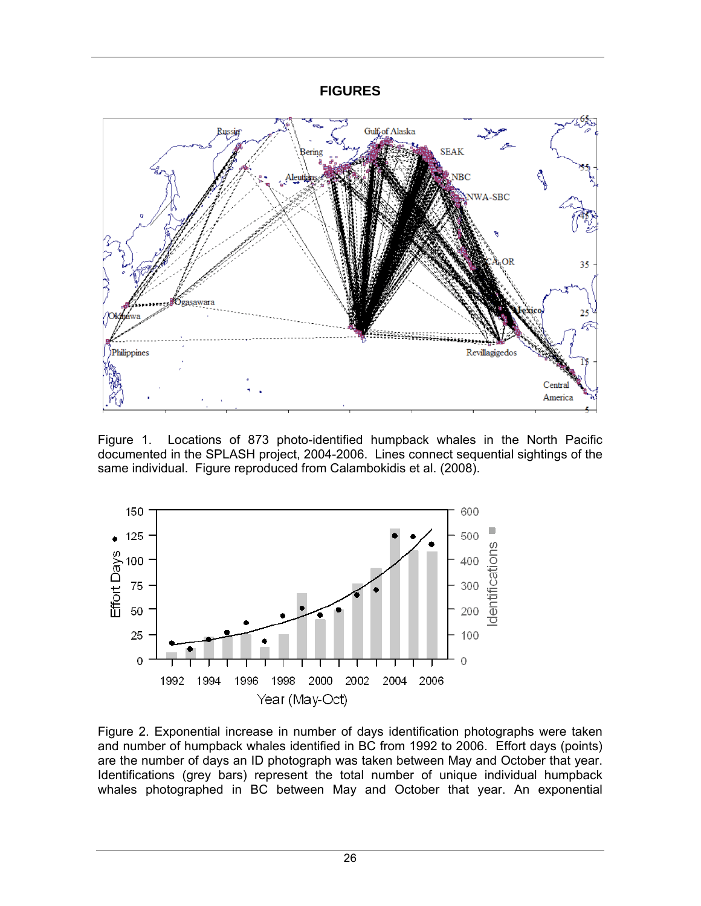**FIGURES**

Figure 1. Locations of 873 photo-identified humpback whales in the North Pacific documented in the SPLASH project, 2004-2006. Lines connect sequential sightings of the same individual. Figure reproduced from Calambokidis et al. (2008).

Figure 2. Exponential increase in number of days identification photographs were taken and number of humpback whales identified in BC from 1992 to 2006. Effort days (points) are the number of days an ID photograph was taken between May and October that year. Identifications (grey bars) represent the total number of unique individual humpback whales photographed in BC between May and October that year. An exponential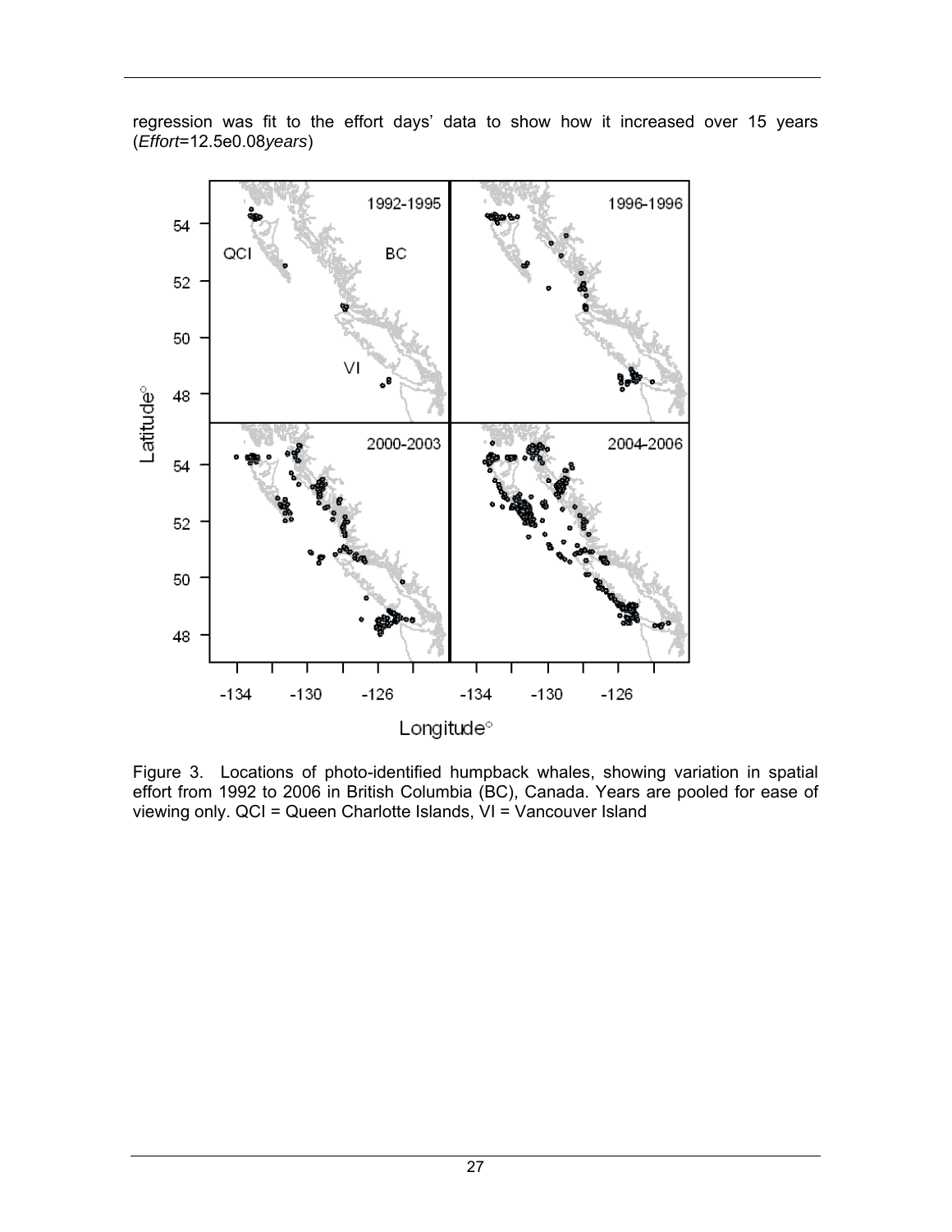regression was fit to the effort days' data to show how it increased over 15 years (*Effort*=12.5e0.08*years*)

Figure 3. Locations of photo-identified humpback whales, showing variation in spatial effort from 1992 to 2006 in British Columbia (BC), Canada. Years are pooled for ease of viewing only. QCI = Queen Charlotte Islands, VI = Vancouver Island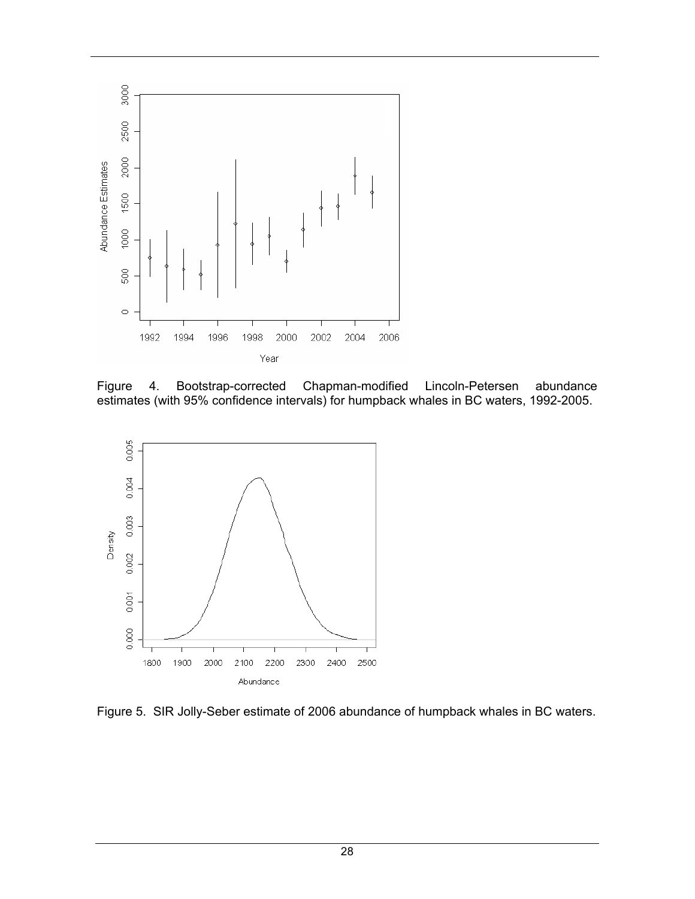Figure 4. Bootstrap-corrected Chapman-modified Lincoln-Petersen abundance estimates (with 95% confidence intervals) for humpback whales in BC waters, 1992-2005.

Figure 5. SIR Jolly-Seber estimate of 2006 abundance of humpback whales in BC waters.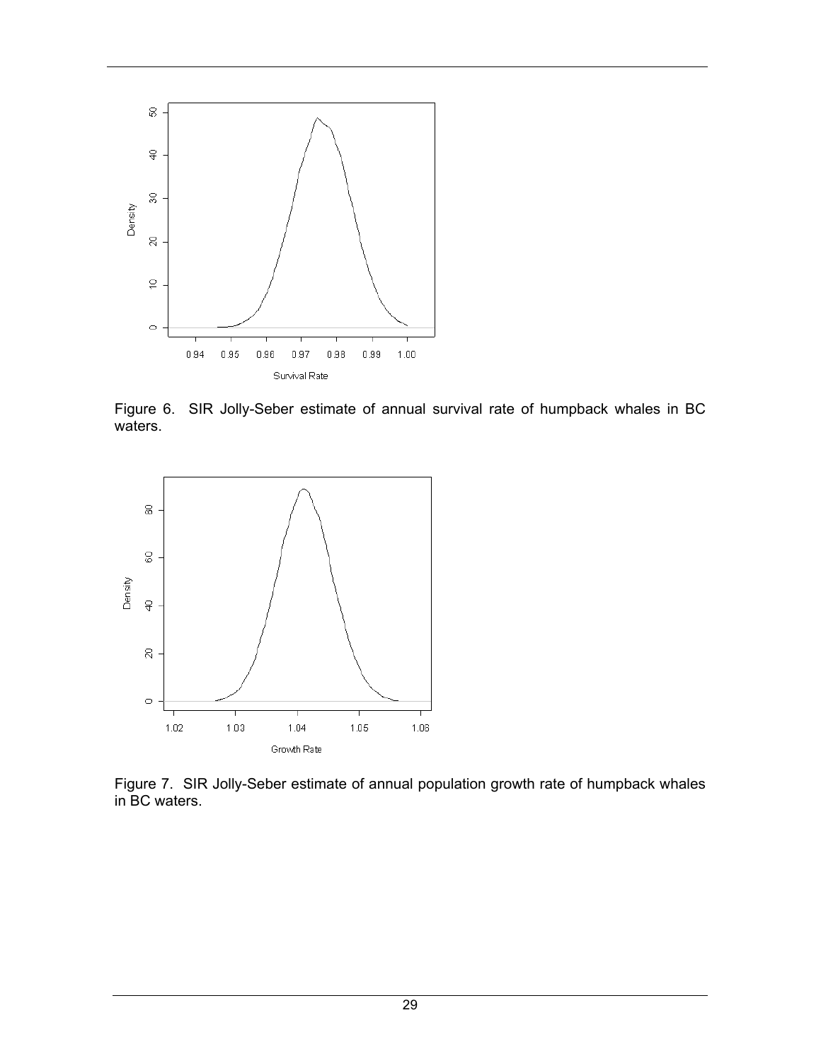Figure 6. SIR Jolly-Seber estimate of annual survival rate of humpback whales in BC waters.

Figure 7. SIR Jolly-Seber estimate of annual population growth rate of humpback whales in BC waters.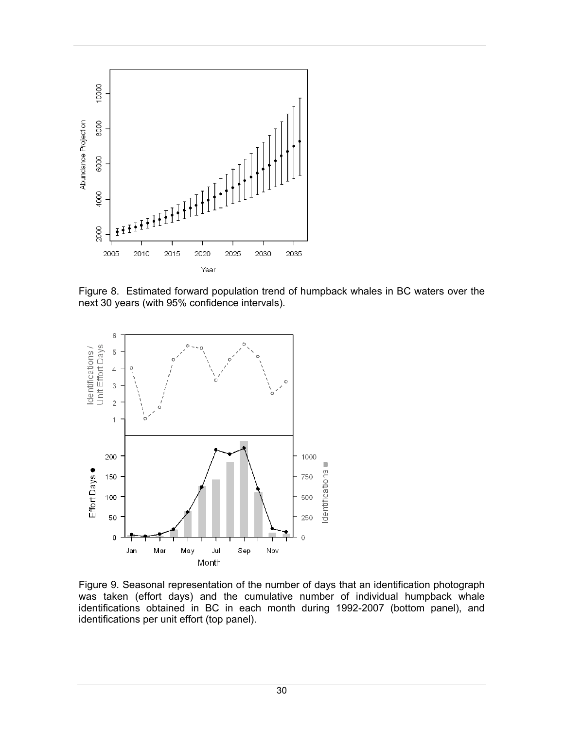Figure 8. Estimated forward population trend of humpback whales in BC waters over the next 30 years (with 95% confidence intervals).

Figure 9. Seasonal representation of the number of days that an identification photograph was taken (effort days) and the cumulative number of individual humpback whale identifications obtained in BC in each month during 1992-2007 (bottom panel), and identifications per unit effort (top panel).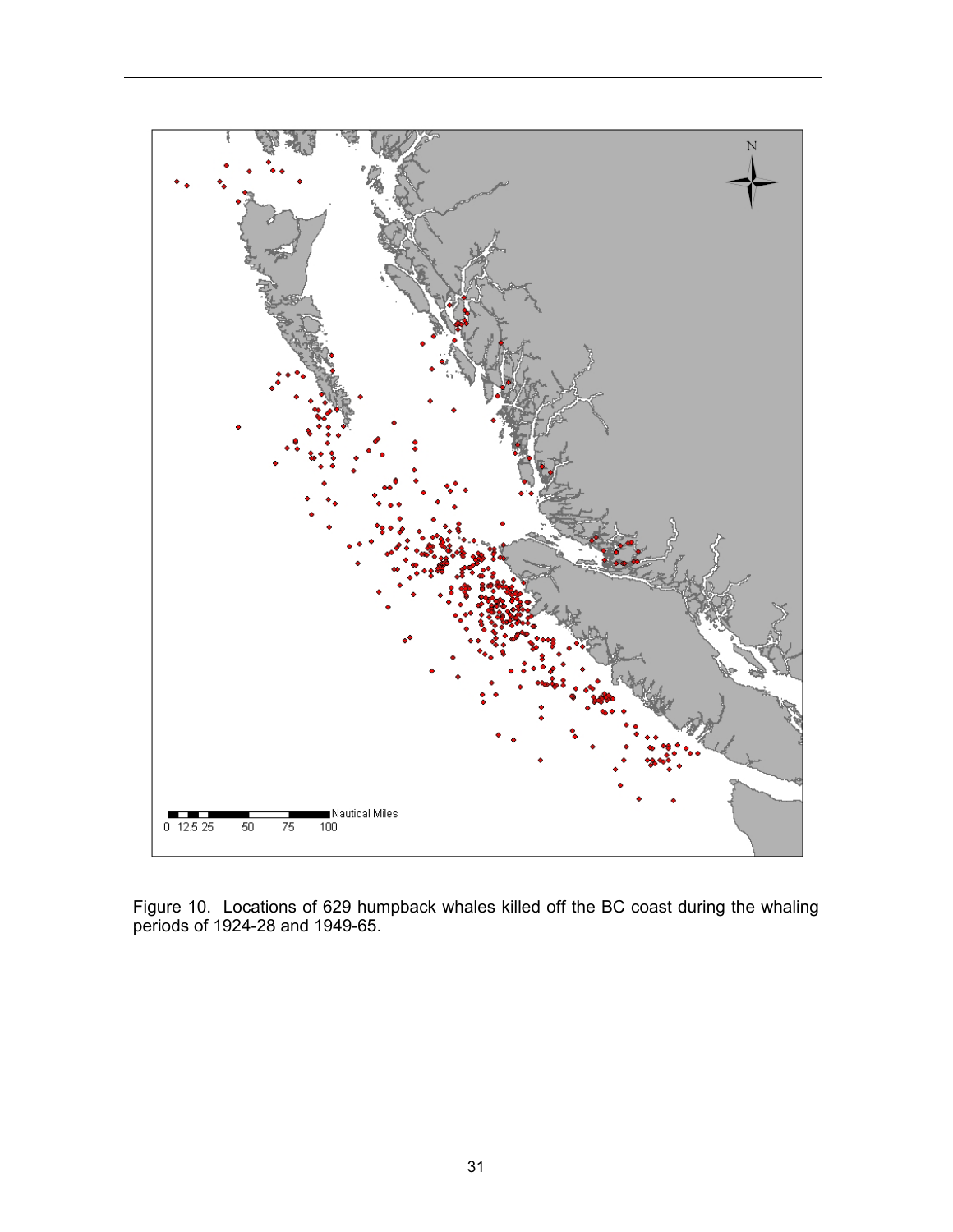Figure 10. Locations of 629 humpback whales killed off the BC coast during the whaling periods of 1924-28 and 1949-65.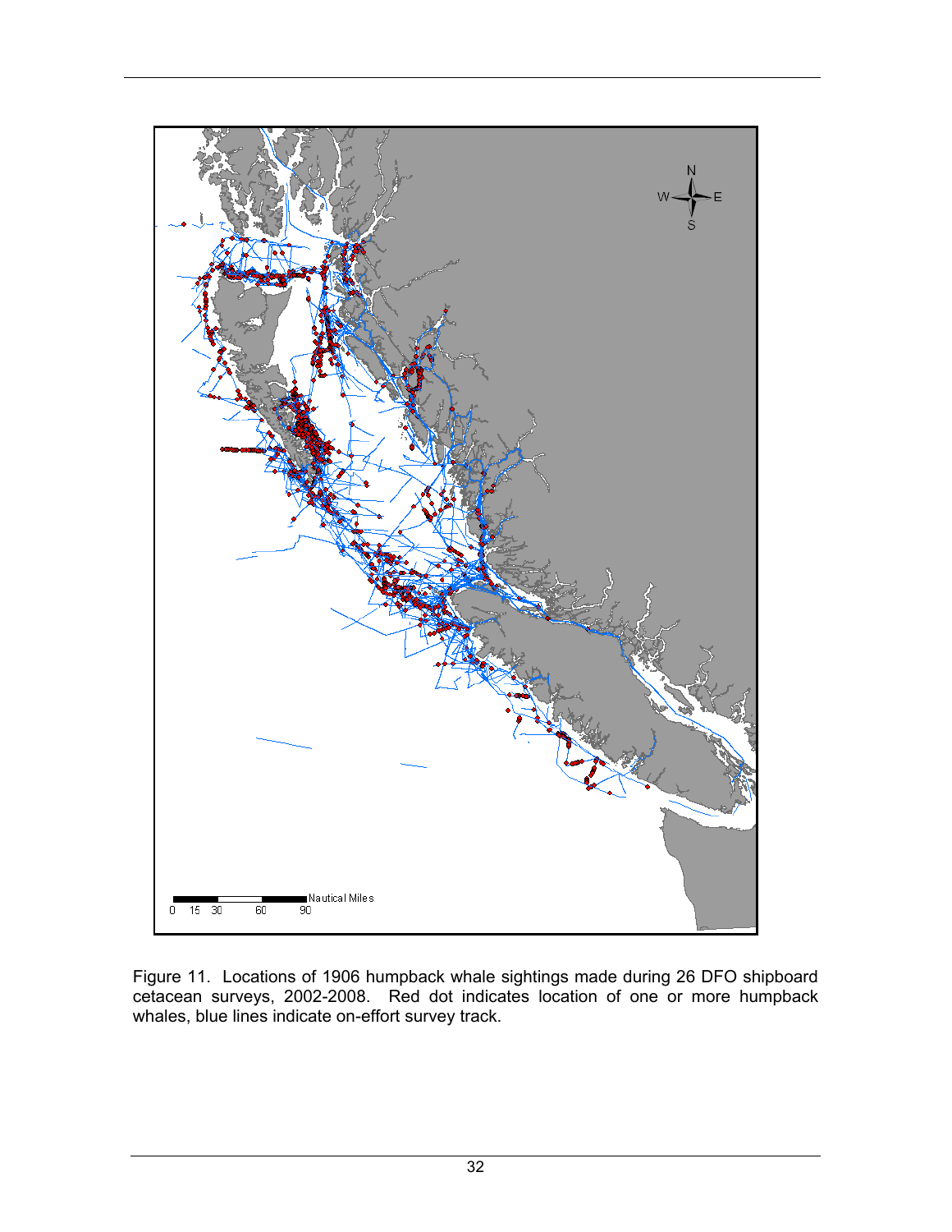Figure 11. Locations of 1906 humpback whale sightings made during 26 DFO shipboard cetacean surveys, 2002-2008. Red dot indicates location of one or more humpback whales, blue lines indicate on-effort survey track.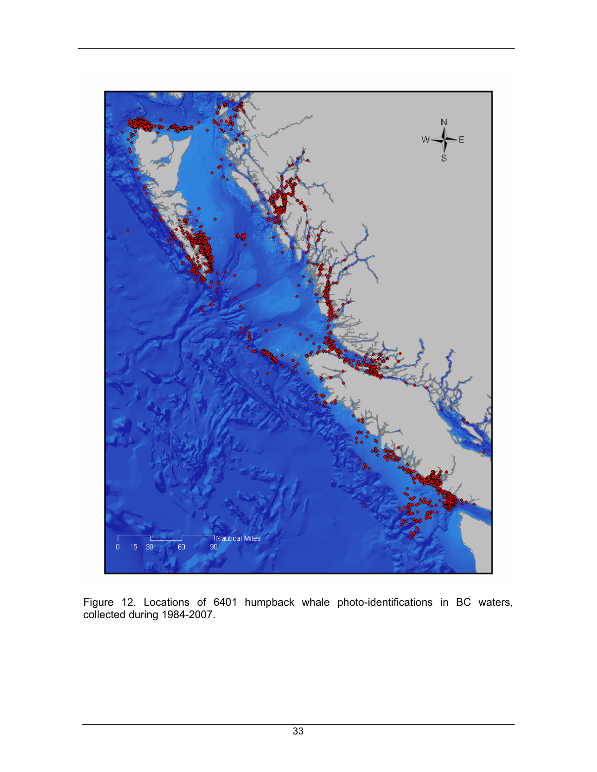N

W E

S

0 15 30 60 90 Nautical Miles

Figure 12. Locations of 6401 humpback whale photo-identifications in BC waters, collected during 1984-2007.